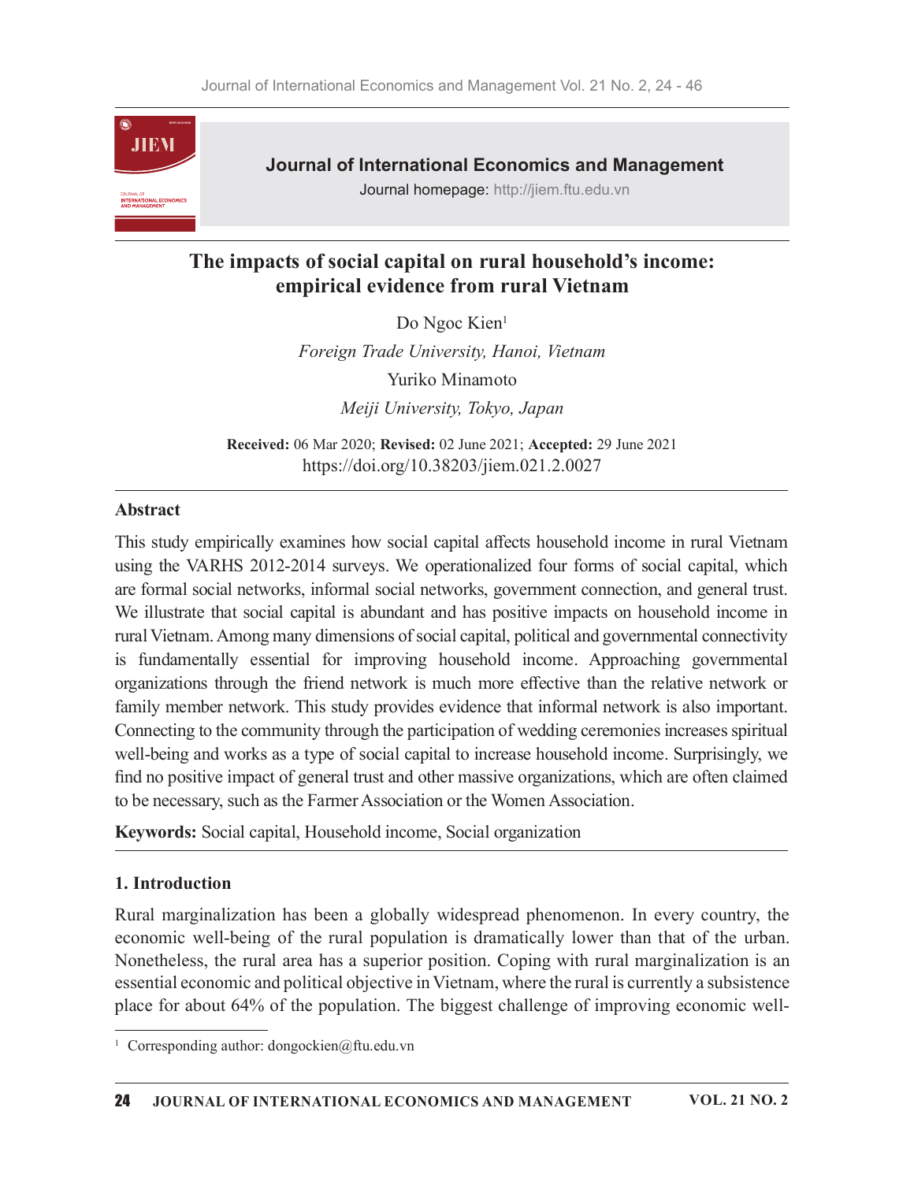# The impacts of social capital on rural household's income: empirical evidence from rural Vietnam

Do Ngoc Kien[1]

*Foreign Trade University, Hanoi, Vietnam*

Yuriko Minamoto

*Meiji University, Tokyo, Japan*

**Received:** 06 Mar 2020; **Revised:** 02 June 2021; **Accepted:** 29 June 2021

https://doi.org/10.38203/jiem.021.2.0027

## Abstract

This study empirically examines how social capital affects household income in rural Vietnam using the VARHS 2012-2014 surveys. We operationalized four forms of social capital, which are formal social networks, informal social networks, government connection, and general trust. We illustrate that social capital is abundant and has positive impacts on household income in rural Vietnam. Among many dimensions of social capital, political and governmental connectivity is fundamentally essential for improving household income. Approaching governmental organizations through the friend network is much more effective than the relative network or family member network. This study provides evidence that informal network is also important. Connecting to the community through the participation of wedding ceremonies increases spiritual well-being and works as a type of social capital to increase household income. Surprisingly, we find no positive impact of general trust and other massive organizations, which are often claimed to be necessary, such as the Farmer Association or the Women Association.

**Keywords:** Social capital, Household income, Social organization

## 1. Introduction

Rural marginalization has been a globally widespread phenomenon. In every country, the economic well-being of the rural population is dramatically lower than that of the urban. Nonetheless, the rural area has a superior position. Coping with rural marginalization is an essential economic and political objective in Vietnam, where the rural is currently a subsistence place for about 64% of the population. The biggest challenge of improving economic well-

[1] Corresponding author: dongockien@ftu.edu.vn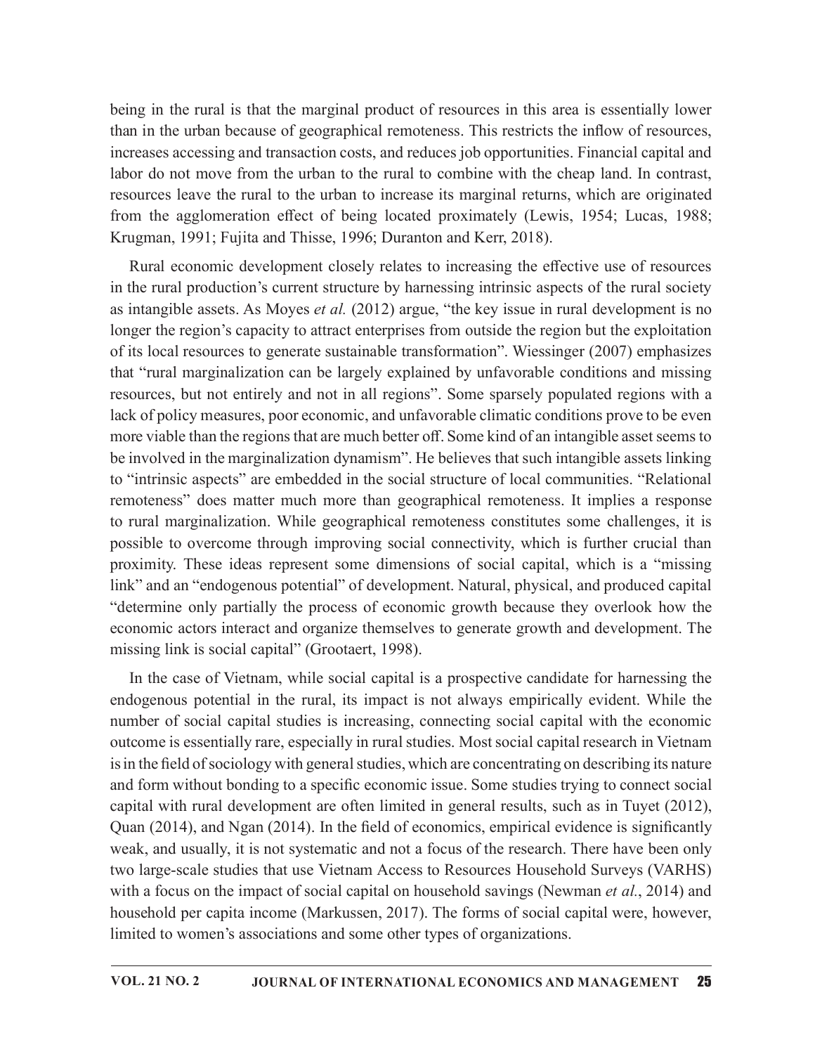being in the rural is that the marginal product of resources in this area is essentially lower than in the urban because of geographical remoteness. This restricts the inflow of resources, increases accessing and transaction costs, and reduces job opportunities. Financial capital and labor do not move from the urban to the rural to combine with the cheap land. In contrast, resources leave the rural to the urban to increase its marginal returns, which are originated from the agglomeration effect of being located proximately (Lewis, 1954; Lucas, 1988; Krugman, 1991; Fujita and Thisse, 1996; Duranton and Kerr, 2018).

Rural economic development closely relates to increasing the effective use of resources in the rural production's current structure by harnessing intrinsic aspects of the rural society as intangible assets. As Moyes *et al.* (2012) argue, "the key issue in rural development is no longer the region's capacity to attract enterprises from outside the region but the exploitation of its local resources to generate sustainable transformation". Wiessinger (2007) emphasizes that "rural marginalization can be largely explained by unfavorable conditions and missing resources, but not entirely and not in all regions". Some sparsely populated regions with a lack of policy measures, poor economic, and unfavorable climatic conditions prove to be even more viable than the regions that are much better off. Some kind of an intangible asset seems to be involved in the marginalization dynamism". He believes that such intangible assets linking to "intrinsic aspects" are embedded in the social structure of local communities. "Relational remoteness" does matter much more than geographical remoteness. It implies a response to rural marginalization. While geographical remoteness constitutes some challenges, it is possible to overcome through improving social connectivity, which is further crucial than proximity. These ideas represent some dimensions of social capital, which is a "missing link" and an "endogenous potential" of development. Natural, physical, and produced capital "determine only partially the process of economic growth because they overlook how the economic actors interact and organize themselves to generate growth and development. The missing link is social capital" (Grootaert, 1998).

In the case of Vietnam, while social capital is a prospective candidate for harnessing the endogenous potential in the rural, its impact is not always empirically evident. While the number of social capital studies is increasing, connecting social capital with the economic outcome is essentially rare, especially in rural studies. Most social capital research in Vietnam is in the field of sociology with general studies, which are concentrating on describing its nature and form without bonding to a specific economic issue. Some studies trying to connect social capital with rural development are often limited in general results, such as in Tuyet (2012), Quan (2014), and Ngan (2014). In the field of economics, empirical evidence is significantly weak, and usually, it is not systematic and not a focus of the research. There have been only two large-scale studies that use Vietnam Access to Resources Household Surveys (VARHS) with a focus on the impact of social capital on household savings (Newman *et al.*, 2014) and household per capita income (Markussen, 2017). The forms of social capital were, however, limited to women's associations and some other types of organizations.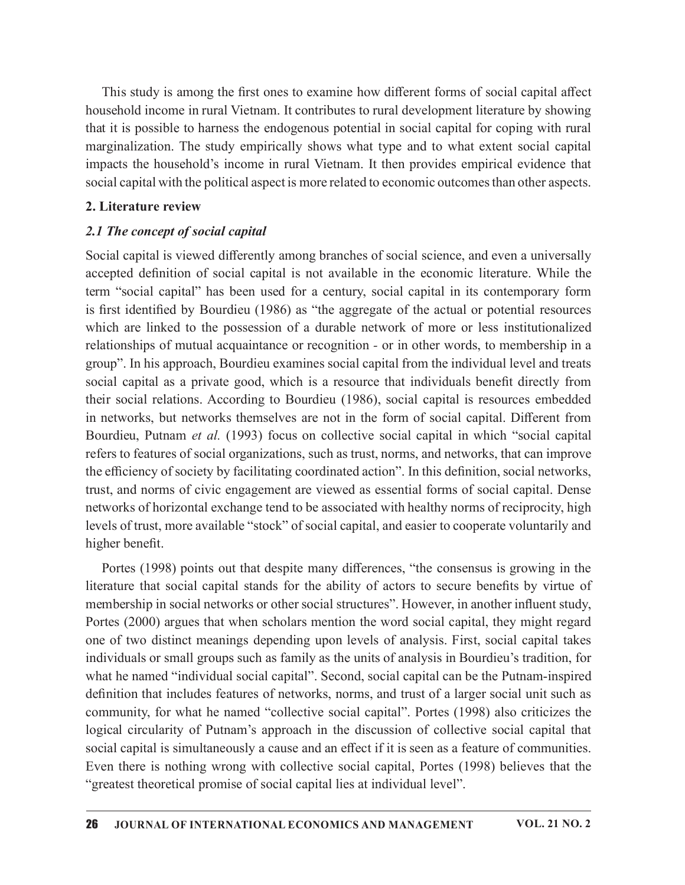This study is among the first ones to examine how different forms of social capital affect household income in rural Vietnam. It contributes to rural development literature by showing that it is possible to harness the endogenous potential in social capital for coping with rural marginalization. The study empirically shows what type and to what extent social capital impacts the household's income in rural Vietnam. It then provides empirical evidence that social capital with the political aspect is more related to economic outcomes than other aspects.

## 2. Literature review

### *2.1 The concept of social capital*

Social capital is viewed differently among branches of social science, and even a universally accepted definition of social capital is not available in the economic literature. While the term "social capital" has been used for a century, social capital in its contemporary form is first identified by Bourdieu (1986) as "the aggregate of the actual or potential resources which are linked to the possession of a durable network of more or less institutionalized relationships of mutual acquaintance or recognition - or in other words, to membership in a group". In his approach, Bourdieu examines social capital from the individual level and treats social capital as a private good, which is a resource that individuals benefit directly from their social relations. According to Bourdieu (1986), social capital is resources embedded in networks, but networks themselves are not in the form of social capital. Different from Bourdieu, Putnam *et al.* (1993) focus on collective social capital in which "social capital refers to features of social organizations, such as trust, norms, and networks, that can improve the efficiency of society by facilitating coordinated action". In this definition, social networks, trust, and norms of civic engagement are viewed as essential forms of social capital. Dense networks of horizontal exchange tend to be associated with healthy norms of reciprocity, high levels of trust, more available "stock" of social capital, and easier to cooperate voluntarily and higher benefit.

Portes (1998) points out that despite many differences, "the consensus is growing in the literature that social capital stands for the ability of actors to secure benefits by virtue of membership in social networks or other social structures". However, in another influent study, Portes (2000) argues that when scholars mention the word social capital, they might regard one of two distinct meanings depending upon levels of analysis. First, social capital takes individuals or small groups such as family as the units of analysis in Bourdieu's tradition, for what he named "individual social capital". Second, social capital can be the Putnam-inspired definition that includes features of networks, norms, and trust of a larger social unit such as community, for what he named "collective social capital". Portes (1998) also criticizes the logical circularity of Putnam's approach in the discussion of collective social capital that social capital is simultaneously a cause and an effect if it is seen as a feature of communities. Even there is nothing wrong with collective social capital, Portes (1998) believes that the "greatest theoretical promise of social capital lies at individual level".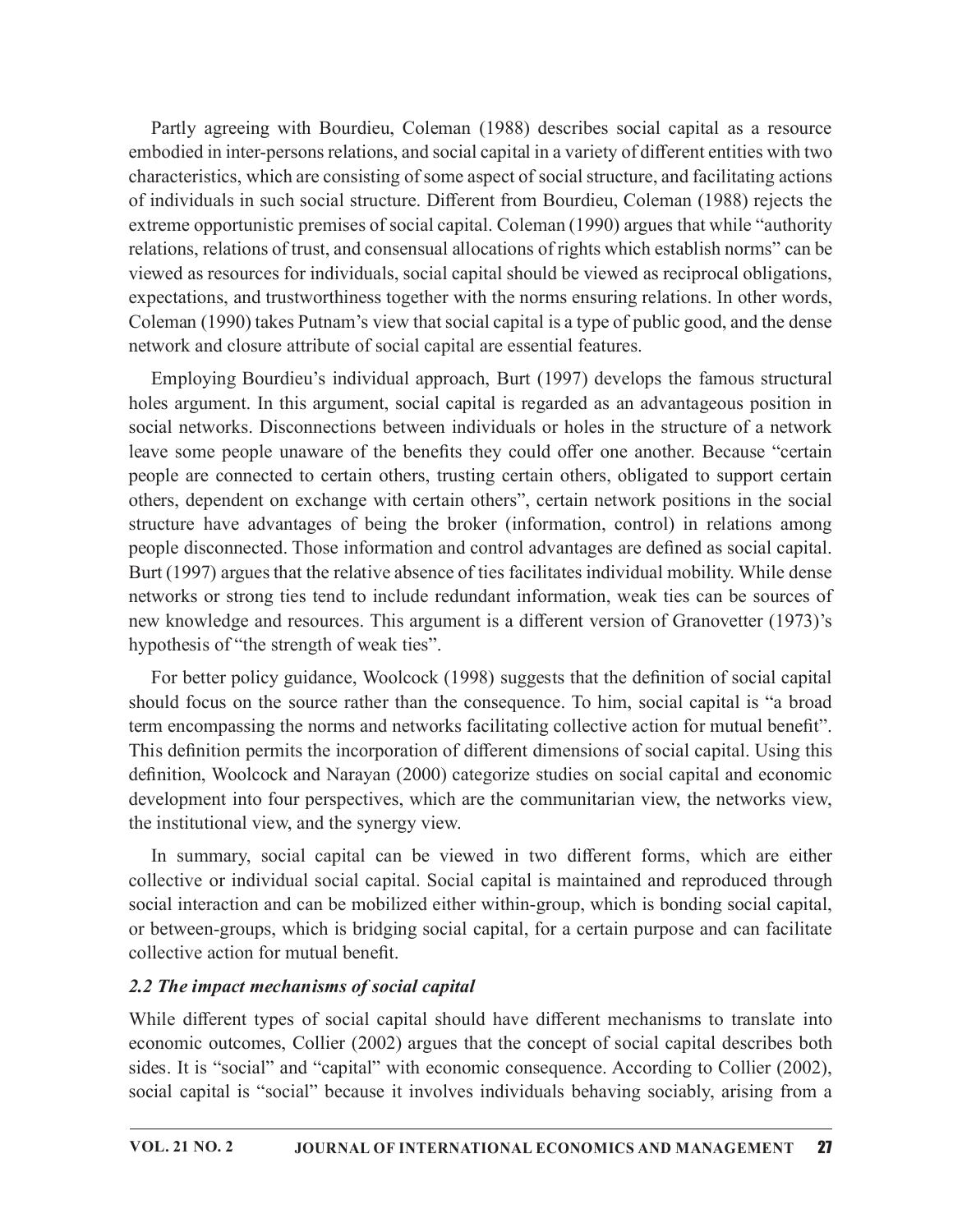Partly agreeing with Bourdieu, Coleman (1988) describes social capital as a resource embodied in inter-persons relations, and social capital in a variety of different entities with two characteristics, which are consisting of some aspect of social structure, and facilitating actions of individuals in such social structure. Different from Bourdieu, Coleman (1988) rejects the extreme opportunistic premises of social capital. Coleman (1990) argues that while "authority relations, relations of trust, and consensual allocations of rights which establish norms" can be viewed as resources for individuals, social capital should be viewed as reciprocal obligations, expectations, and trustworthiness together with the norms ensuring relations. In other words, Coleman (1990) takes Putnam's view that social capital is a type of public good, and the dense network and closure attribute of social capital are essential features.

Employing Bourdieu's individual approach, Burt (1997) develops the famous structural holes argument. In this argument, social capital is regarded as an advantageous position in social networks. Disconnections between individuals or holes in the structure of a network leave some people unaware of the benefits they could offer one another. Because "certain people are connected to certain others, trusting certain others, obligated to support certain others, dependent on exchange with certain others", certain network positions in the social structure have advantages of being the broker (information, control) in relations among people disconnected. Those information and control advantages are defined as social capital. Burt (1997) argues that the relative absence of ties facilitates individual mobility. While dense networks or strong ties tend to include redundant information, weak ties can be sources of new knowledge and resources. This argument is a different version of Granovetter (1973)'s hypothesis of "the strength of weak ties".

For better policy guidance, Woolcock (1998) suggests that the definition of social capital should focus on the source rather than the consequence. To him, social capital is "a broad term encompassing the norms and networks facilitating collective action for mutual benefit". This definition permits the incorporation of different dimensions of social capital. Using this definition, Woolcock and Narayan (2000) categorize studies on social capital and economic development into four perspectives, which are the communitarian view, the networks view, the institutional view, and the synergy view.

In summary, social capital can be viewed in two different forms, which are either collective or individual social capital. Social capital is maintained and reproduced through social interaction and can be mobilized either within-group, which is bonding social capital, or between-groups, which is bridging social capital, for a certain purpose and can facilitate collective action for mutual benefit.

### *2.2 The impact mechanisms of social capital*

While different types of social capital should have different mechanisms to translate into economic outcomes, Collier (2002) argues that the concept of social capital describes both sides. It is "social" and "capital" with economic consequence. According to Collier (2002), social capital is "social" because it involves individuals behaving sociably, arising from a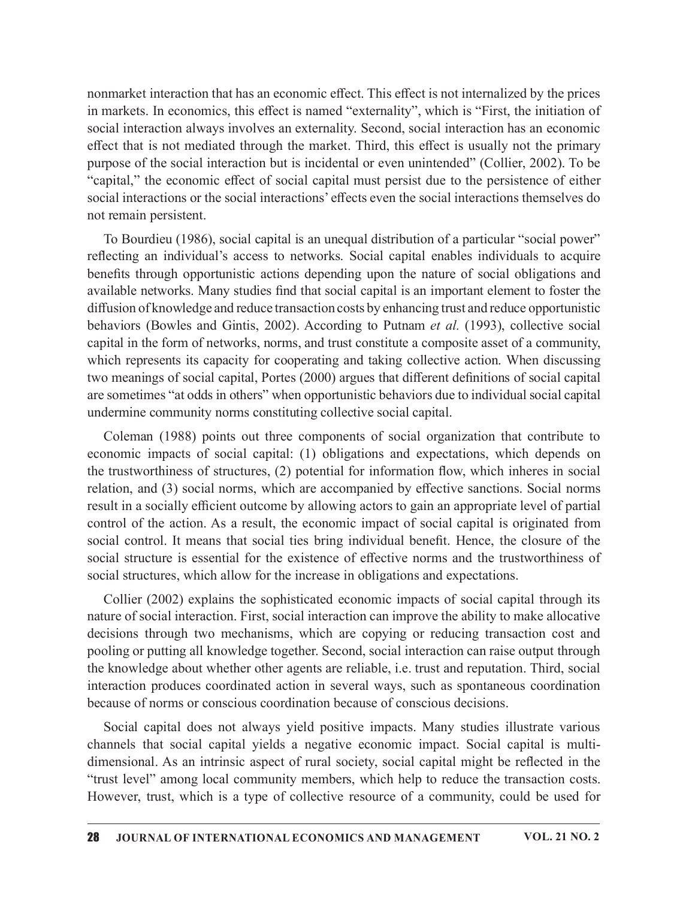nonmarket interaction that has an economic effect. This effect is not internalized by the prices in markets. In economics, this effect is named "externality", which is "First, the initiation of social interaction always involves an externality. Second, social interaction has an economic effect that is not mediated through the market. Third, this effect is usually not the primary purpose of the social interaction but is incidental or even unintended" (Collier, 2002). To be "capital," the economic effect of social capital must persist due to the persistence of either social interactions or the social interactions' effects even the social interactions themselves do not remain persistent.

To Bourdieu (1986), social capital is an unequal distribution of a particular "social power" reflecting an individual's access to networks. Social capital enables individuals to acquire benefits through opportunistic actions depending upon the nature of social obligations and available networks. Many studies find that social capital is an important element to foster the diffusion of knowledge and reduce transaction costs by enhancing trust and reduce opportunistic behaviors (Bowles and Gintis, 2002). According to Putnam *et al.* (1993), collective social capital in the form of networks, norms, and trust constitute a composite asset of a community, which represents its capacity for cooperating and taking collective action. When discussing two meanings of social capital, Portes (2000) argues that different definitions of social capital are sometimes "at odds in others" when opportunistic behaviors due to individual social capital undermine community norms constituting collective social capital.

Coleman (1988) points out three components of social organization that contribute to economic impacts of social capital: (1) obligations and expectations, which depends on the trustworthiness of structures, (2) potential for information flow, which inheres in social relation, and (3) social norms, which are accompanied by effective sanctions. Social norms result in a socially efficient outcome by allowing actors to gain an appropriate level of partial control of the action. As a result, the economic impact of social capital is originated from social control. It means that social ties bring individual benefit. Hence, the closure of the social structure is essential for the existence of effective norms and the trustworthiness of social structures, which allow for the increase in obligations and expectations.

Collier (2002) explains the sophisticated economic impacts of social capital through its nature of social interaction. First, social interaction can improve the ability to make allocative decisions through two mechanisms, which are copying or reducing transaction cost and pooling or putting all knowledge together. Second, social interaction can raise output through the knowledge about whether other agents are reliable, i.e. trust and reputation. Third, social interaction produces coordinated action in several ways, such as spontaneous coordination because of norms or conscious coordination because of conscious decisions.

Social capital does not always yield positive impacts. Many studies illustrate various channels that social capital yields a negative economic impact. Social capital is multi-dimensional. As an intrinsic aspect of rural society, social capital might be reflected in the "trust level" among local community members, which help to reduce the transaction costs. However, trust, which is a type of collective resource of a community, could be used for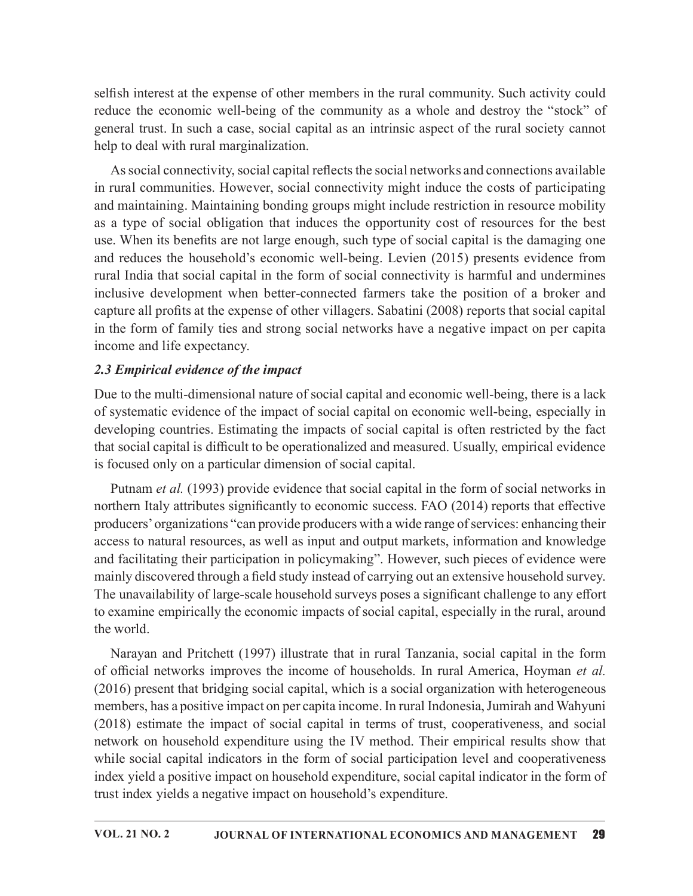selfish interest at the expense of other members in the rural community. Such activity could reduce the economic well-being of the community as a whole and destroy the "stock" of general trust. In such a case, social capital as an intrinsic aspect of the rural society cannot help to deal with rural marginalization.

As social connectivity, social capital reflects the social networks and connections available in rural communities. However, social connectivity might induce the costs of participating and maintaining. Maintaining bonding groups might include restriction in resource mobility as a type of social obligation that induces the opportunity cost of resources for the best use. When its benefits are not large enough, such type of social capital is the damaging one and reduces the household's economic well-being. Levien (2015) presents evidence from rural India that social capital in the form of social connectivity is harmful and undermines inclusive development when better-connected farmers take the position of a broker and capture all profits at the expense of other villagers. Sabatini (2008) reports that social capital in the form of family ties and strong social networks have a negative impact on per capita income and life expectancy.

### *2.3 Empirical evidence of the impact*

Due to the multi-dimensional nature of social capital and economic well-being, there is a lack of systematic evidence of the impact of social capital on economic well-being, especially in developing countries. Estimating the impacts of social capital is often restricted by the fact that social capital is difficult to be operationalized and measured. Usually, empirical evidence is focused only on a particular dimension of social capital.

Putnam *et al.* (1993) provide evidence that social capital in the form of social networks in northern Italy attributes significantly to economic success. FAO (2014) reports that effective producers' organizations "can provide producers with a wide range of services: enhancing their access to natural resources, as well as input and output markets, information and knowledge and facilitating their participation in policymaking". However, such pieces of evidence were mainly discovered through a field study instead of carrying out an extensive household survey. The unavailability of large-scale household surveys poses a significant challenge to any effort to examine empirically the economic impacts of social capital, especially in the rural, around the world.

Narayan and Pritchett (1997) illustrate that in rural Tanzania, social capital in the form of official networks improves the income of households. In rural America, Hoyman *et al.* (2016) present that bridging social capital, which is a social organization with heterogeneous members, has a positive impact on per capita income. In rural Indonesia, Jumirah and Wahyuni (2018) estimate the impact of social capital in terms of trust, cooperativeness, and social network on household expenditure using the IV method. Their empirical results show that while social capital indicators in the form of social participation level and cooperativeness index yield a positive impact on household expenditure, social capital indicator in the form of trust index yields a negative impact on household's expenditure.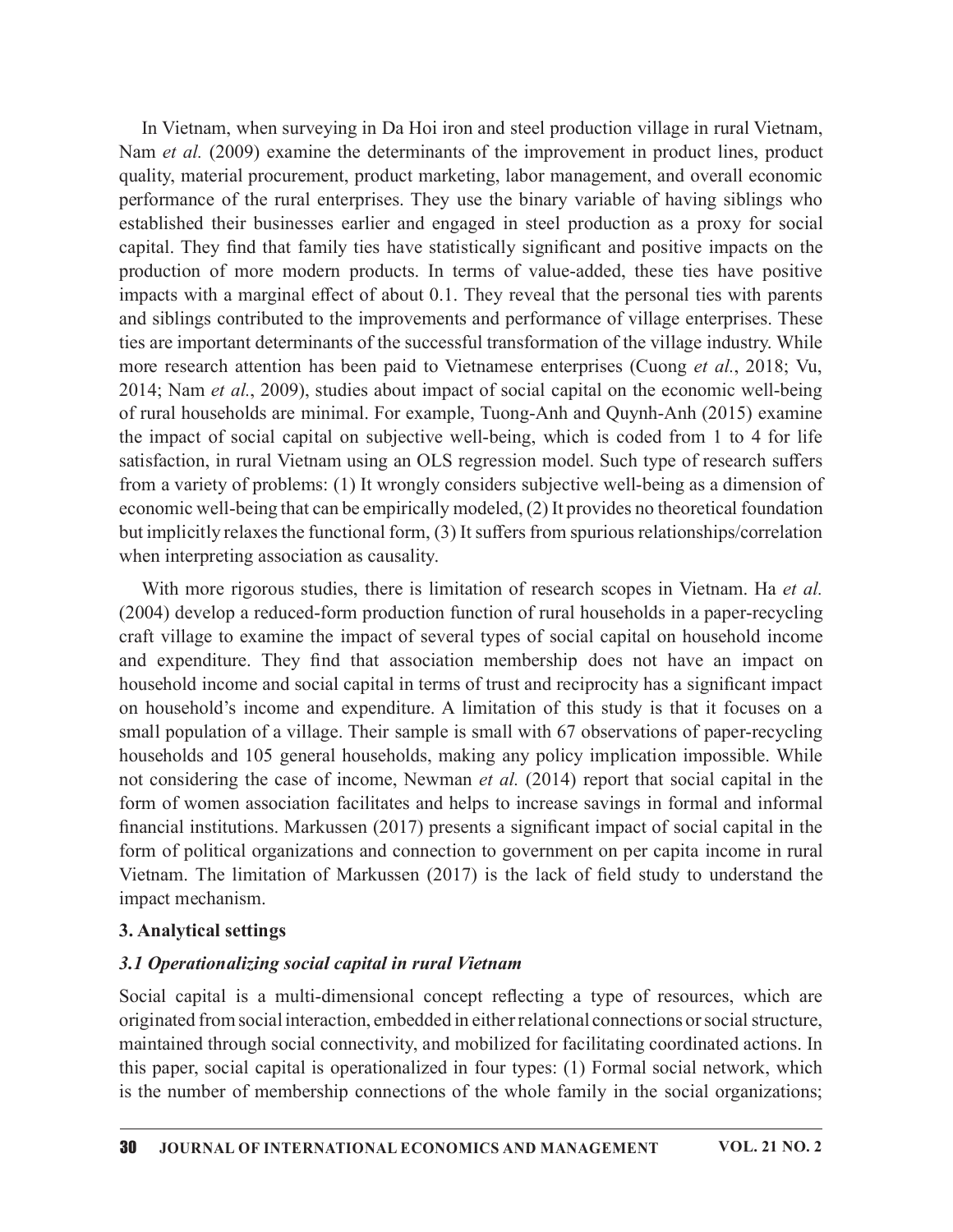In Vietnam, when surveying in Da Hoi iron and steel production village in rural Vietnam, Nam *et al.* (2009) examine the determinants of the improvement in product lines, product quality, material procurement, product marketing, labor management, and overall economic performance of the rural enterprises. They use the binary variable of having siblings who established their businesses earlier and engaged in steel production as a proxy for social capital. They find that family ties have statistically significant and positive impacts on the production of more modern products. In terms of value-added, these ties have positive impacts with a marginal effect of about 0.1. They reveal that the personal ties with parents and siblings contributed to the improvements and performance of village enterprises. These ties are important determinants of the successful transformation of the village industry. While more research attention has been paid to Vietnamese enterprises (Cuong *et al.*, 2018; Vu, 2014; Nam *et al.*, 2009), studies about impact of social capital on the economic well-being of rural households are minimal. For example, Tuong-Anh and Quynh-Anh (2015) examine the impact of social capital on subjective well-being, which is coded from 1 to 4 for life satisfaction, in rural Vietnam using an OLS regression model. Such type of research suffers from a variety of problems: (1) It wrongly considers subjective well-being as a dimension of economic well-being that can be empirically modeled, (2) It provides no theoretical foundation but implicitly relaxes the functional form, (3) It suffers from spurious relationships/correlation when interpreting association as causality.

With more rigorous studies, there is limitation of research scopes in Vietnam. Ha *et al.* (2004) develop a reduced-form production function of rural households in a paper-recycling craft village to examine the impact of several types of social capital on household income and expenditure. They find that association membership does not have an impact on household income and social capital in terms of trust and reciprocity has a significant impact on household's income and expenditure. A limitation of this study is that it focuses on a small population of a village. Their sample is small with 67 observations of paper-recycling households and 105 general households, making any policy implication impossible. While not considering the case of income, Newman *et al.* (2014) report that social capital in the form of women association facilitates and helps to increase savings in formal and informal financial institutions. Markussen (2017) presents a significant impact of social capital in the form of political organizations and connection to government on per capita income in rural Vietnam. The limitation of Markussen (2017) is the lack of field study to understand the impact mechanism.

## 3. Analytical settings

### *3.1 Operationalizing social capital in rural Vietnam*

Social capital is a multi-dimensional concept reflecting a type of resources, which are originated from social interaction, embedded in either relational connections or social structure, maintained through social connectivity, and mobilized for facilitating coordinated actions. In this paper, social capital is operationalized in four types: (1) Formal social network, which is the number of membership connections of the whole family in the social organizations;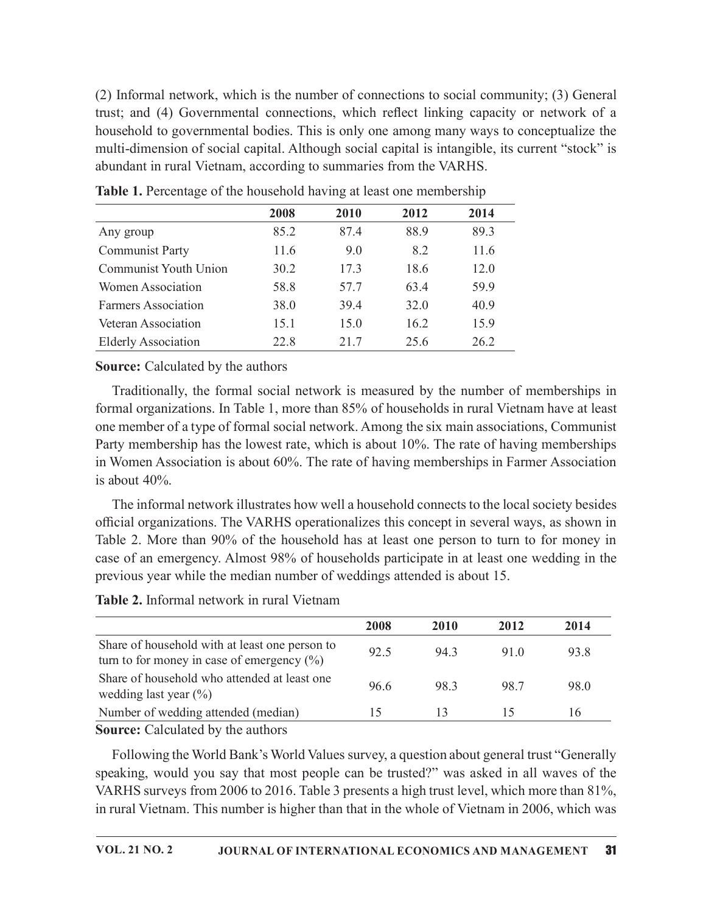(2) Informal network, which is the number of connections to social community; (3) General trust; and (4) Governmental connections, which reflect linking capacity or network of a household to governmental bodies. This is only one among many ways to conceptualize the multi-dimension of social capital. Although social capital is intangible, its current "stock" is abundant in rural Vietnam, according to summaries from the VARHS.

**Table 1.** Percentage of the household having at least one membership

| | 2008 | 2010 | 2012 | 2014 |
|---|---|---|---|---|
| Any group | 85.2 | 87.4 | 88.9 | 89.3 |
| Communist Party | 11.6 | 9.0 | 8.2 | 11.6 |
| Communist Youth Union | 30.2 | 17.3 | 18.6 | 12.0 |
| Women Association | 58.8 | 57.7 | 63.4 | 59.9 |
| Farmers Association | 38.0 | 39.4 | 32.0 | 40.9 |
| Veteran Association | 15.1 | 15.0 | 16.2 | 15.9 |
| Elderly Association | 22.8 | 21.7 | 25.6 | 26.2 |

**Source:** Calculated by the authors

Traditionally, the formal social network is measured by the number of memberships in formal organizations. In Table 1, more than 85% of households in rural Vietnam have at least one member of a type of formal social network. Among the six main associations, Communist Party membership has the lowest rate, which is about 10%. The rate of having memberships in Women Association is about 60%. The rate of having memberships in Farmer Association is about 40%.

The informal network illustrates how well a household connects to the local society besides official organizations. The VARHS operationalizes this concept in several ways, as shown in Table 2. More than 90% of the household has at least one person to turn to for money in case of an emergency. Almost 98% of households participate in at least one wedding in the previous year while the median number of weddings attended is about 15.

**Table 2.** Informal network in rural Vietnam

| | 2008 | 2010 | 2012 | 2014 |
|---|---|---|---|---|
| Share of household with at least one person to turn to for money in case of emergency (%) | 92.5 | 94.3 | 91.0 | 93.8 |
| Share of household who attended at least one wedding last year (%) | 96.6 | 98.3 | 98.7 | 98.0 |
| Number of wedding attended (median) | 15 | 13 | 15 | 16 |

**Source:** Calculated by the authors

Following the World Bank's World Values survey, a question about general trust "Generally speaking, would you say that most people can be trusted?" was asked in all waves of the VARHS surveys from 2006 to 2016. Table 3 presents a high trust level, which more than 81%, in rural Vietnam. This number is higher than that in the whole of Vietnam in 2006, which was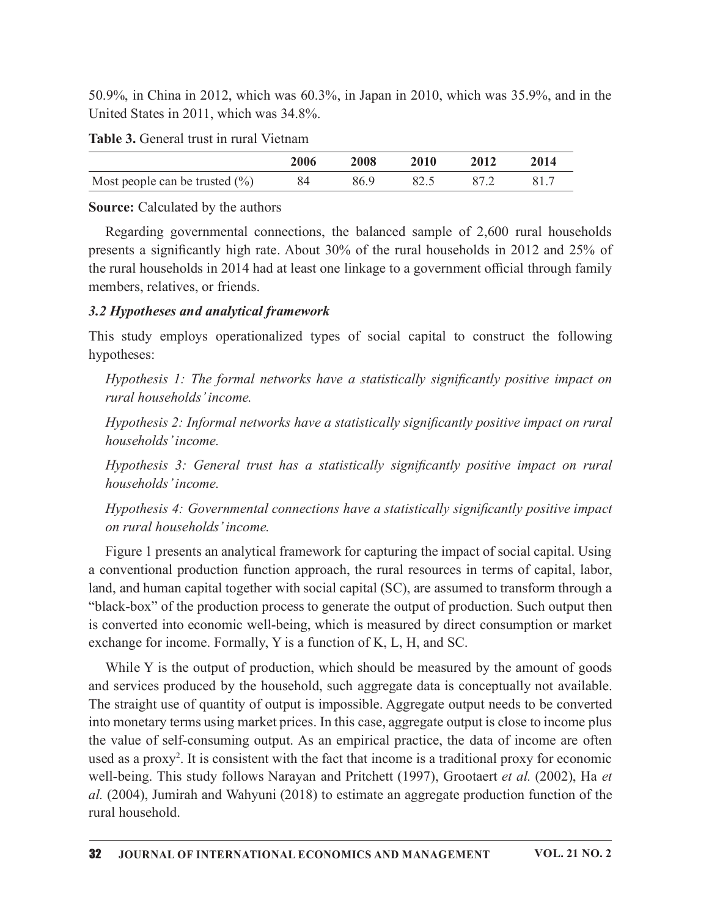50.9%, in China in 2012, which was 60.3%, in Japan in 2010, which was 35.9%, and in the United States in 2011, which was 34.8%.

**Table 3.** General trust in rural Vietnam

| | 2006 | 2008 | 2010 | 2012 | 2014 |
|---|---|---|---|---|---|
| Most people can be trusted (%) | 84 | 86.9 | 82.5 | 87.2 | 81.7 |

**Source:** Calculated by the authors

Regarding governmental connections, the balanced sample of 2,600 rural households presents a significantly high rate. About 30% of the rural households in 2012 and 25% of the rural households in 2014 had at least one linkage to a government official through family members, relatives, or friends.

### *3.2 Hypotheses and analytical framework*

This study employs operationalized types of social capital to construct the following hypotheses:

*Hypothesis 1: The formal networks have a statistically significantly positive impact on rural households' income.*

*Hypothesis 2: Informal networks have a statistically significantly positive impact on rural households' income.*

*Hypothesis 3: General trust has a statistically significantly positive impact on rural households' income.*

*Hypothesis 4: Governmental connections have a statistically significantly positive impact on rural households' income.*

Figure 1 presents an analytical framework for capturing the impact of social capital. Using a conventional production function approach, the rural resources in terms of capital, labor, land, and human capital together with social capital (SC), are assumed to transform through a "black-box" of the production process to generate the output of production. Such output then is converted into economic well-being, which is measured by direct consumption or market exchange for income. Formally, Y is a function of K, L, H, and SC.

While Y is the output of production, which should be measured by the amount of goods and services produced by the household, such aggregate data is conceptually not available. The straight use of quantity of output is impossible. Aggregate output needs to be converted into monetary terms using market prices. In this case, aggregate output is close to income plus the value of self-consuming output. As an empirical practice, the data of income are often used as a proxy[2]. It is consistent with the fact that income is a traditional proxy for economic well-being. This study follows Narayan and Pritchett (1997), Grootaert *et al.* (2002), Ha *et al.* (2004), Jumirah and Wahyuni (2018) to estimate an aggregate production function of the rural household.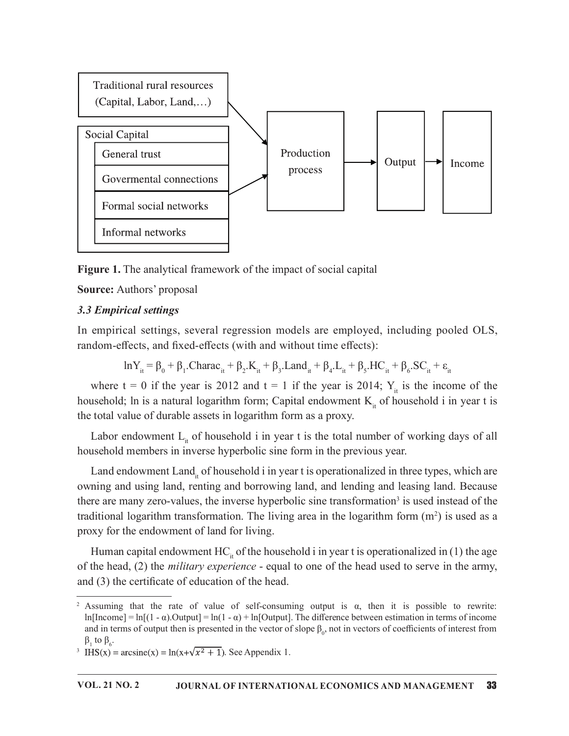Traditional rural resources (Capital, Labor, Land,…)

Social Capital
- General trust
- Govermental connections
- Formal social networks
- Informal networks

Production process → Output → Income

**Figure 1.** The analytical framework of the impact of social capital

**Source:** Authors' proposal

### *3.3 Empirical settings*

In empirical settings, several regression models are employed, including pooled OLS, random-effects, and fixed-effects (with and without time effects):

$$\ln Y_{it} = \beta_0 + \beta_1.Charac_{it} + \beta_2.K_{it} + \beta_3.Land_{it} + \beta_4.L_{it} + \beta_5.HC_{it} + \beta_6.SC_{it} + \varepsilon_{it}$$

where $t = 0$ if the year is 2012 and $t = 1$ if the year is 2014; $Y_{it}$ is the income of the household; ln is a natural logarithm form; Capital endowment $K_{it}$ of household i in year t is the total value of durable assets in logarithm form as a proxy.

Labor endowment $L_{it}$ of household i in year t is the total number of working days of all household members in inverse hyperbolic sine form in the previous year.

Land endowment $Land_{it}$ of household i in year t is operationalized in three types, which are owning and using land, renting and borrowing land, and lending and leasing land. Because there are many zero-values, the inverse hyperbolic sine transformation[3] is used instead of the traditional logarithm transformation. The living area in the logarithm form ($m^2$) is used as a proxy for the endowment of land for living.

Human capital endowment $HC_{it}$ of the household i in year t is operationalized in (1) the age of the head, (2) the *military experience* - equal to one of the head used to serve in the army, and (3) the certificate of education of the head.

---

[2] Assuming that the rate of value of self-consuming output is $\alpha$, then it is possible to rewrite: $\ln[\text{Income}] = \ln[(1 - \alpha).\text{Output}] = \ln(1 - \alpha) + \ln[\text{Output}]$. The difference between estimation in terms of income and in terms of output then is presented in the vector of slope $\beta_0$, not in vectors of coefficients of interest from $\beta_1$ to $\beta_6$.

[3] $IHS(x) = \text{arcsine}(x) = \ln(x+\sqrt{x^2+1})$. See Appendix 1.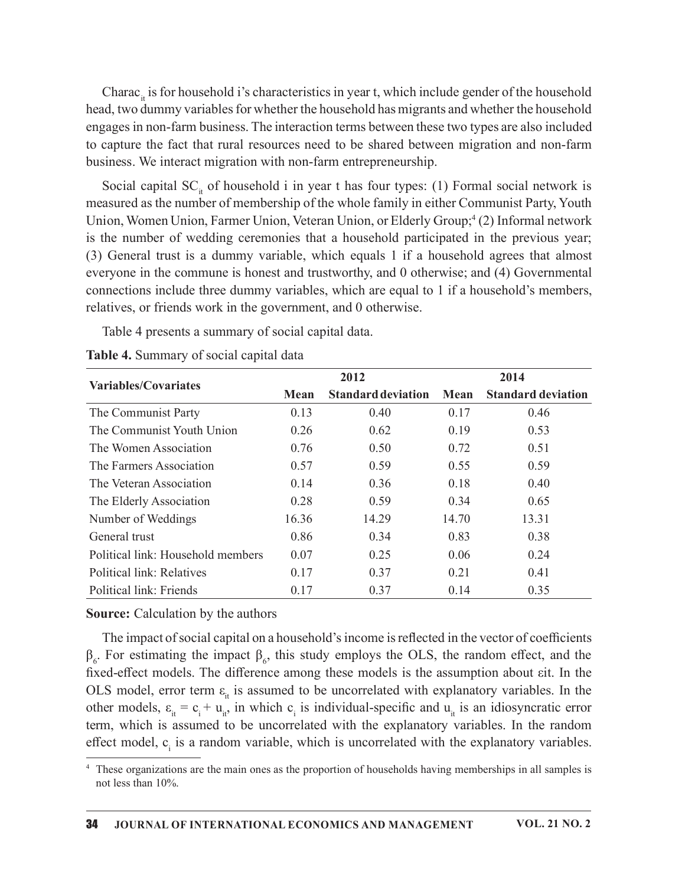$Charac_{it}$ is for household i's characteristics in year t, which include gender of the household head, two dummy variables for whether the household has migrants and whether the household engages in non-farm business. The interaction terms between these two types are also included to capture the fact that rural resources need to be shared between migration and non-farm business. We interact migration with non-farm entrepreneurship.

Social capital $SC_{it}$ of household i in year t has four types: (1) Formal social network is measured as the number of membership of the whole family in either Communist Party, Youth Union, Women Union, Farmer Union, Veteran Union, or Elderly Group;[4] (2) Informal network is the number of wedding ceremonies that a household participated in the previous year; (3) General trust is a dummy variable, which equals 1 if a household agrees that almost everyone in the commune is honest and trustworthy, and 0 otherwise; and (4) Governmental connections include three dummy variables, which are equal to 1 if a household's members, relatives, or friends work in the government, and 0 otherwise.

Table 4 presents a summary of social capital data.

**Table 4.** Summary of social capital data

| Variables/Covariates | 2012 | | 2014 | |
|---|---|---|---|---|
| | **Mean** | **Standard deviation** | **Mean** | **Standard deviation** |
| The Communist Party | 0.13 | 0.40 | 0.17 | 0.46 |
| The Communist Youth Union | 0.26 | 0.62 | 0.19 | 0.53 |
| The Women Association | 0.76 | 0.50 | 0.72 | 0.51 |
| The Farmers Association | 0.57 | 0.59 | 0.55 | 0.59 |
| The Veteran Association | 0.14 | 0.36 | 0.18 | 0.40 |
| The Elderly Association | 0.28 | 0.59 | 0.34 | 0.65 |
| Number of Weddings | 16.36 | 14.29 | 14.70 | 13.31 |
| General trust | 0.86 | 0.34 | 0.83 | 0.38 |
| Political link: Household members | 0.07 | 0.25 | 0.06 | 0.24 |
| Political link: Relatives | 0.17 | 0.37 | 0.21 | 0.41 |
| Political link: Friends | 0.17 | 0.37 | 0.14 | 0.35 |

**Source:** Calculation by the authors

The impact of social capital on a household's income is reflected in the vector of coefficients $\beta_6$. For estimating the impact $\beta_6$, this study employs the OLS, the random effect, and the fixed-effect models. The difference among these models is the assumption about $\varepsilon it$. In the OLS model, error term $\varepsilon_{it}$ is assumed to be uncorrelated with explanatory variables. In the other models, $\varepsilon_{it} = c_i + u_{it}$, in which $c_i$ is individual-specific and $u_{it}$ is an idiosyncratic error term, which is assumed to be uncorrelated with the explanatory variables. In the random effect model, $c_i$ is a random variable, which is uncorrelated with the explanatory variables.

[4] These organizations are the main ones as the proportion of households having memberships in all samples is not less than 10%.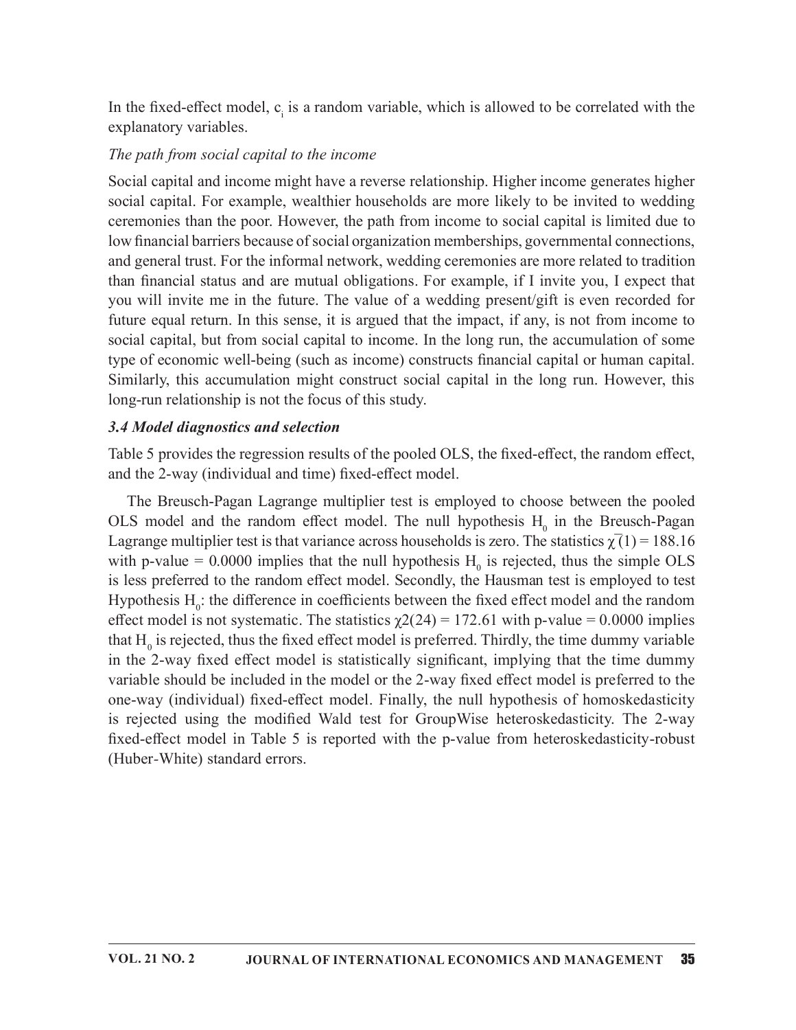In the fixed-effect model, $c_i$ is a random variable, which is allowed to be correlated with the explanatory variables.

*The path from social capital to the income*

Social capital and income might have a reverse relationship. Higher income generates higher social capital. For example, wealthier households are more likely to be invited to wedding ceremonies than the poor. However, the path from income to social capital is limited due to low financial barriers because of social organization memberships, governmental connections, and general trust. For the informal network, wedding ceremonies are more related to tradition than financial status and are mutual obligations. For example, if I invite you, I expect that you will invite me in the future. The value of a wedding present/gift is even recorded for future equal return. In this sense, it is argued that the impact, if any, is not from income to social capital, but from social capital to income. In the long run, the accumulation of some type of economic well-being (such as income) constructs financial capital or human capital. Similarly, this accumulation might construct social capital in the long run. However, this long-run relationship is not the focus of this study.

### 3.4 Model diagnostics and selection

Table 5 provides the regression results of the pooled OLS, the fixed-effect, the random effect, and the 2-way (individual and time) fixed-effect model.

The Breusch-Pagan Lagrange multiplier test is employed to choose between the pooled OLS model and the random effect model. The null hypothesis $H_0$ in the Breusch-Pagan Lagrange multiplier test is that variance across households is zero. The statistics $\bar{\chi}(1) = 188.16$ with p-value = 0.0000 implies that the null hypothesis $H_0$ is rejected, thus the simple OLS is less preferred to the random effect model. Secondly, the Hausman test is employed to test Hypothesis $H_0$: the difference in coefficients between the fixed effect model and the random effect model is not systematic. The statistics $\chi2(24) = 172.61$ with p-value = 0.0000 implies that $H_0$ is rejected, thus the fixed effect model is preferred. Thirdly, the time dummy variable in the 2-way fixed effect model is statistically significant, implying that the time dummy variable should be included in the model or the 2-way fixed effect model is preferred to the one-way (individual) fixed-effect model. Finally, the null hypothesis of homoskedasticity is rejected using the modified Wald test for GroupWise heteroskedasticity. The 2-way fixed-effect model in Table 5 is reported with the p-value from heteroskedasticity-robust (Huber-White) standard errors.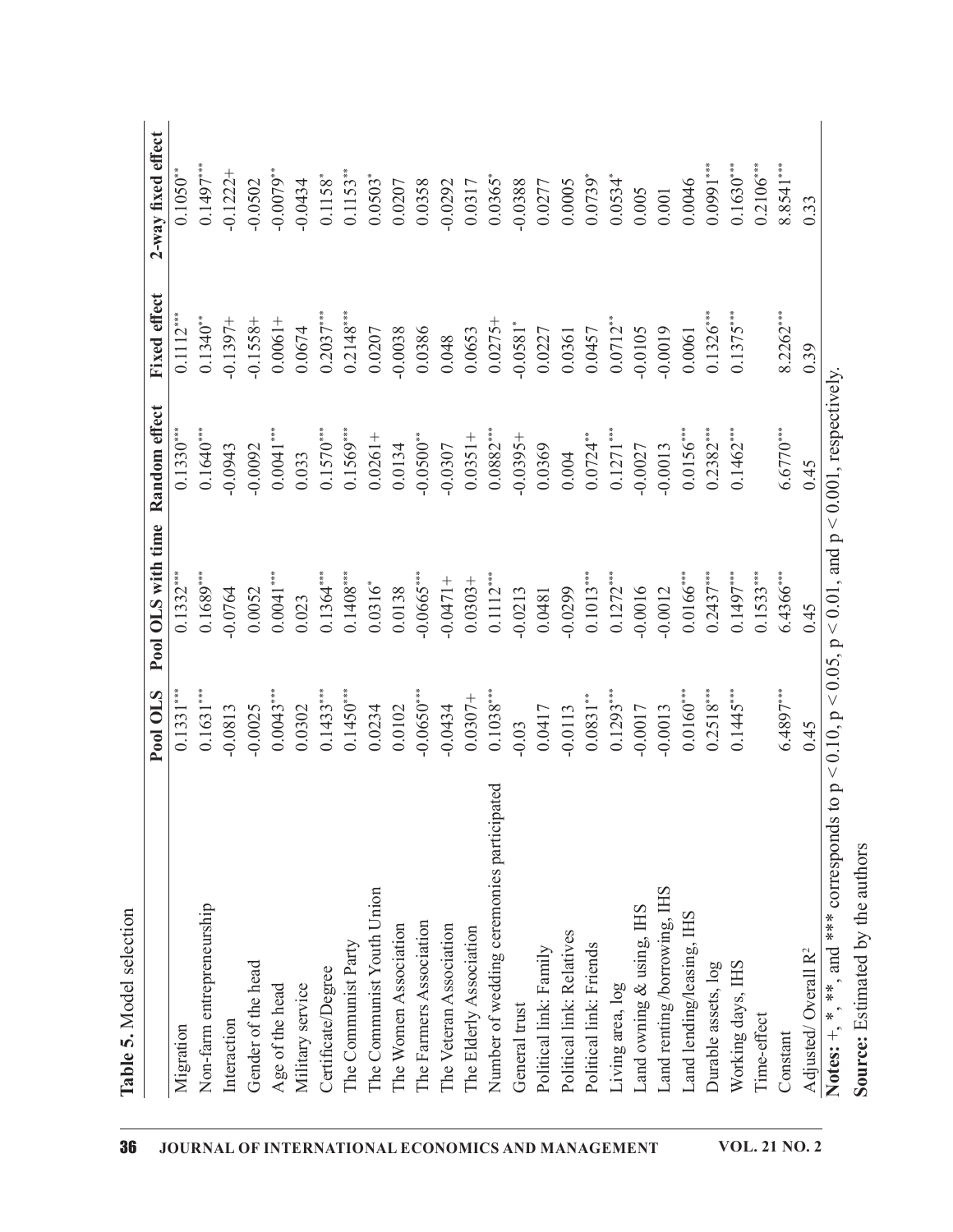**Table 5.** Model selection

| | Pool OLS | Pool OLS with time | Random effect | Fixed effect | 2-way fixed effect |
|---|---|---|---|---|---|
| Migration | 0.1331*** | 0.1332*** | 0.1330*** | 0.1112*** | 0.1050** |
| Non-farm entrepreneurship | 0.1631*** | 0.1689*** | 0.1640*** | 0.1340** | 0.1497*** |
| Interaction | -0.0813 | -0.0764 | -0.0943 | -0.1397+ | -0.1222+ |
| Gender of the head | -0.0025 | 0.0052 | -0.0092 | -0.1558+ | -0.0502 |
| Age of the head | 0.0043*** | 0.0041*** | 0.0041*** | 0.0061+ | -0.0079** |
| Military service | 0.0302 | 0.023 | 0.033 | 0.0674 | -0.0434 |
| Certificate/Degree | 0.1433*** | 0.1364*** | 0.1570*** | 0.2037*** | 0.1158* |
| The Communist Party | 0.1450*** | 0.1408*** | 0.1569*** | 0.2148*** | 0.1153** |
| The Communist Youth Union | 0.0234 | 0.0316* | 0.0261+ | 0.0207 | 0.0503* |
| The Women Association | 0.0102 | 0.0138 | 0.0134 | -0.0038 | 0.0207 |
| The Farmers Association | -0.0650*** | -0.0665*** | -0.0500** | 0.0386 | 0.0358 |
| The Veteran Association | -0.0434 | -0.0471+ | -0.0307 | 0.048 | -0.0292 |
| The Elderly Association | 0.0307+ | 0.0303+ | 0.0351+ | 0.0653 | 0.0317 |
| Number of wedding ceremonies participated | 0.1038*** | 0.1112*** | 0.0882*** | 0.0275+ | 0.0365* |
| General trust | -0.03 | -0.0213 | -0.0395+ | -0.0581* | -0.0388 |
| Political link: Family | 0.0417 | 0.0481 | 0.0369 | 0.0227 | 0.0277 |
| Political link: Relatives | -0.0113 | -0.0299 | 0.004 | 0.0361 | 0.0005 |
| Political link: Friends | 0.0831** | 0.1013*** | 0.0724** | 0.0457 | 0.0739* |
| Living area, log | 0.1293*** | 0.1272*** | 0.1271*** | 0.0712** | 0.0534* |
| Land owning & using, IHS | -0.0017 | -0.0016 | -0.0027 | -0.0105 | 0.005 |
| Land renting /borrowing, IHS | -0.0013 | -0.0012 | -0.0013 | -0.0019 | 0.001 |
| Land lending/leasing, IHS | 0.0160*** | 0.0166*** | 0.0156*** | 0.0061 | 0.0046 |
| Durable assets, log | 0.2518*** | 0.2437*** | 0.2382*** | 0.1326*** | 0.0991*** |
| Working days, IHS | 0.1445*** | 0.1497*** | 0.1462*** | 0.1375*** | 0.1630*** |
| Time-effect | | 0.1533*** | | | 0.2106*** |
| Constant | 6.4897*** | 6.4366*** | 6.6770*** | 8.2262*** | 8.8541*** |
| Adjusted/ Overall $R^2$ | 0.45 | 0.45 | 0.45 | 0.39 | 0.33 |

**Notes:** +, \*, \*\*, and \*\*\* corresponds to $p < 0.10$, $p < 0.05$, $p < 0.01$, and $p < 0.001$, respectively.

**Source:** Estimated by the authors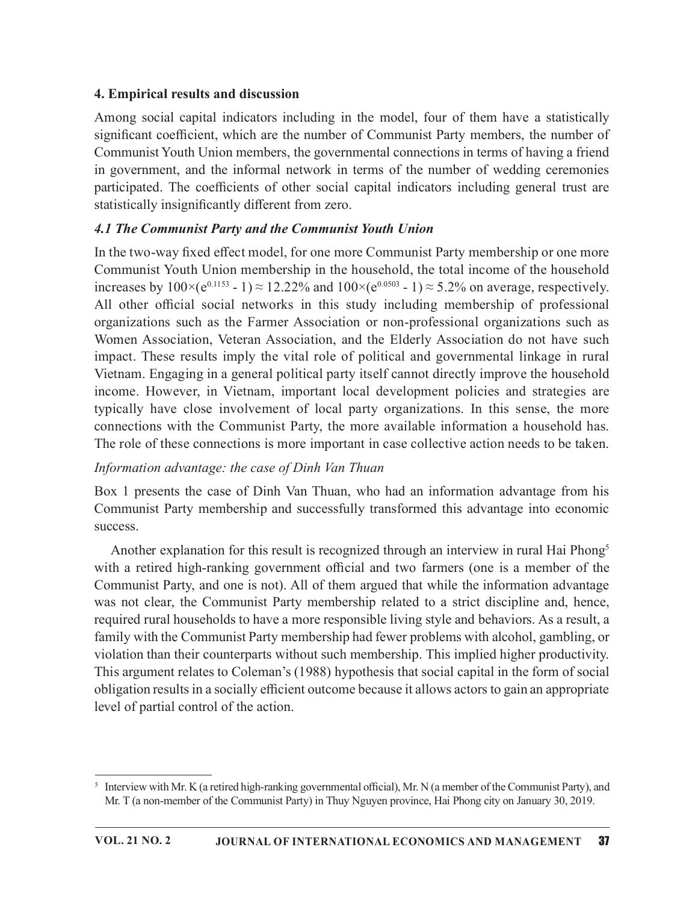## 4. Empirical results and discussion

Among social capital indicators including in the model, four of them have a statistically significant coefficient, which are the number of Communist Party members, the number of Communist Youth Union members, the governmental connections in terms of having a friend in government, and the informal network in terms of the number of wedding ceremonies participated. The coefficients of other social capital indicators including general trust are statistically insignificantly different from zero.

### *4.1 The Communist Party and the Communist Youth Union*

In the two-way fixed effect model, for one more Communist Party membership or one more Communist Youth Union membership in the household, the total income of the household increases by $100\times(e^{0.1153} - 1) \approx 12.22\%$ and $100\times(e^{0.0503} - 1) \approx 5.2\%$ on average, respectively. All other official social networks in this study including membership of professional organizations such as the Farmer Association or non-professional organizations such as Women Association, Veteran Association, and the Elderly Association do not have such impact. These results imply the vital role of political and governmental linkage in rural Vietnam. Engaging in a general political party itself cannot directly improve the household income. However, in Vietnam, important local development policies and strategies are typically have close involvement of local party organizations. In this sense, the more connections with the Communist Party, the more available information a household has. The role of these connections is more important in case collective action needs to be taken.

*Information advantage: the case of Dinh Van Thuan*

Box 1 presents the case of Dinh Van Thuan, who had an information advantage from his Communist Party membership and successfully transformed this advantage into economic success.

Another explanation for this result is recognized through an interview in rural Hai Phong[5] with a retired high-ranking government official and two farmers (one is a member of the Communist Party, and one is not). All of them argued that while the information advantage was not clear, the Communist Party membership related to a strict discipline and, hence, required rural households to have a more responsible living style and behaviors. As a result, a family with the Communist Party membership had fewer problems with alcohol, gambling, or violation than their counterparts without such membership. This implied higher productivity. This argument relates to Coleman's (1988) hypothesis that social capital in the form of social obligation results in a socially efficient outcome because it allows actors to gain an appropriate level of partial control of the action.

[5] Interview with Mr. K (a retired high-ranking governmental official), Mr. N (a member of the Communist Party), and Mr. T (a non-member of the Communist Party) in Thuy Nguyen province, Hai Phong city on January 30, 2019.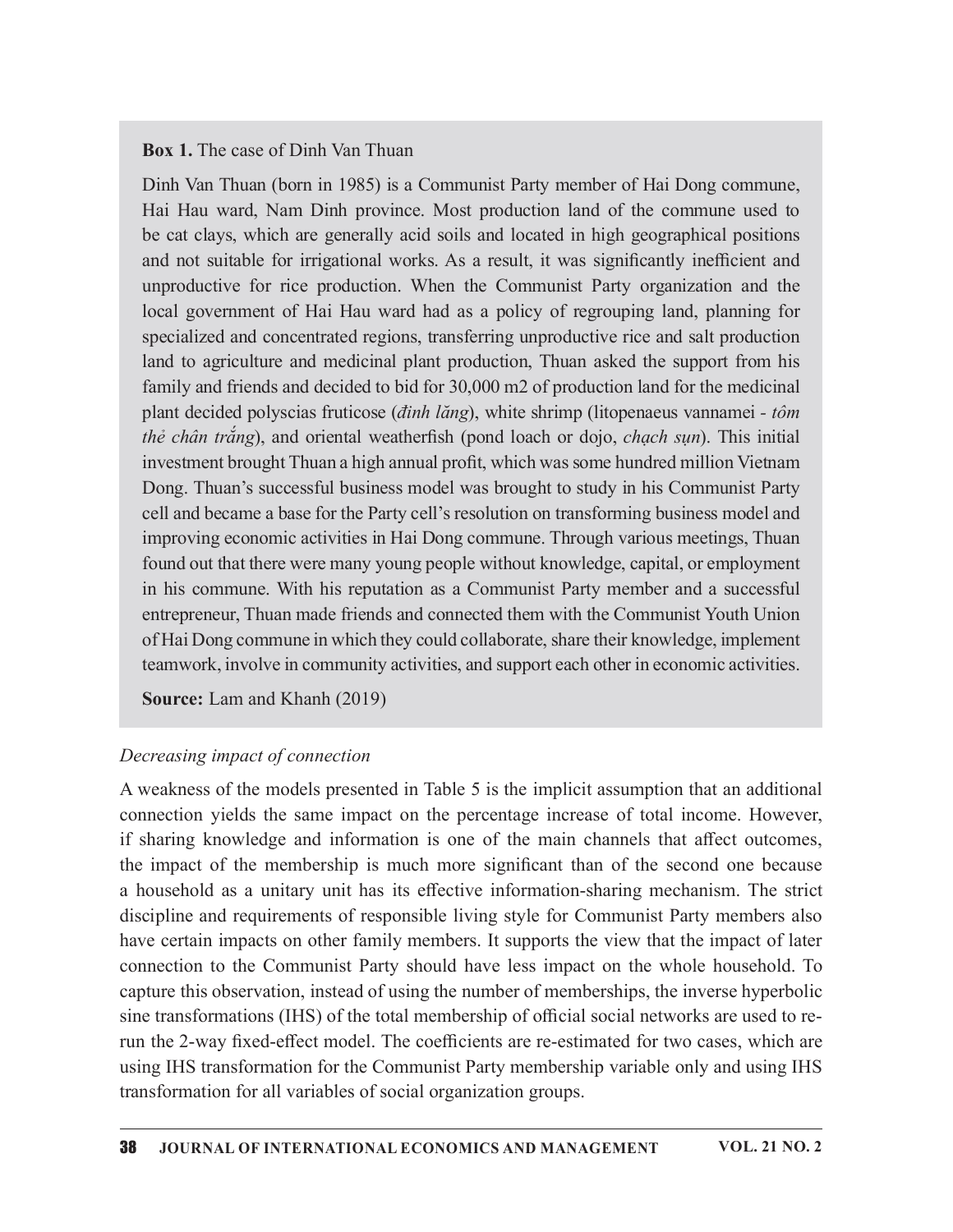**Box 1.** The case of Dinh Van Thuan

Dinh Van Thuan (born in 1985) is a Communist Party member of Hai Dong commune, Hai Hau ward, Nam Dinh province. Most production land of the commune used to be cat clays, which are generally acid soils and located in high geographical positions and not suitable for irrigational works. As a result, it was significantly inefficient and unproductive for rice production. When the Communist Party organization and the local government of Hai Hau ward had as a policy of regrouping land, planning for specialized and concentrated regions, transferring unproductive rice and salt production land to agriculture and medicinal plant production, Thuan asked the support from his family and friends and decided to bid for 30,000 m2 of production land for the medicinal plant decided polyscias fruticose (*đinh lăng*), white shrimp (litopenaeus vannamei - *tôm thẻ chân trắng*), and oriental weatherfish (pond loach or dojo, *chạch sụn*). This initial investment brought Thuan a high annual profit, which was some hundred million Vietnam Dong. Thuan's successful business model was brought to study in his Communist Party cell and became a base for the Party cell's resolution on transforming business model and improving economic activities in Hai Dong commune. Through various meetings, Thuan found out that there were many young people without knowledge, capital, or employment in his commune. With his reputation as a Communist Party member and a successful entrepreneur, Thuan made friends and connected them with the Communist Youth Union of Hai Dong commune in which they could collaborate, share their knowledge, implement teamwork, involve in community activities, and support each other in economic activities.

**Source:** Lam and Khanh (2019)

*Decreasing impact of connection*

A weakness of the models presented in Table 5 is the implicit assumption that an additional connection yields the same impact on the percentage increase of total income. However, if sharing knowledge and information is one of the main channels that affect outcomes, the impact of the membership is much more significant than of the second one because a household as a unitary unit has its effective information-sharing mechanism. The strict discipline and requirements of responsible living style for Communist Party members also have certain impacts on other family members. It supports the view that the impact of later connection to the Communist Party should have less impact on the whole household. To capture this observation, instead of using the number of memberships, the inverse hyperbolic sine transformations (IHS) of the total membership of official social networks are used to re-run the 2-way fixed-effect model. The coefficients are re-estimated for two cases, which are using IHS transformation for the Communist Party membership variable only and using IHS transformation for all variables of social organization groups.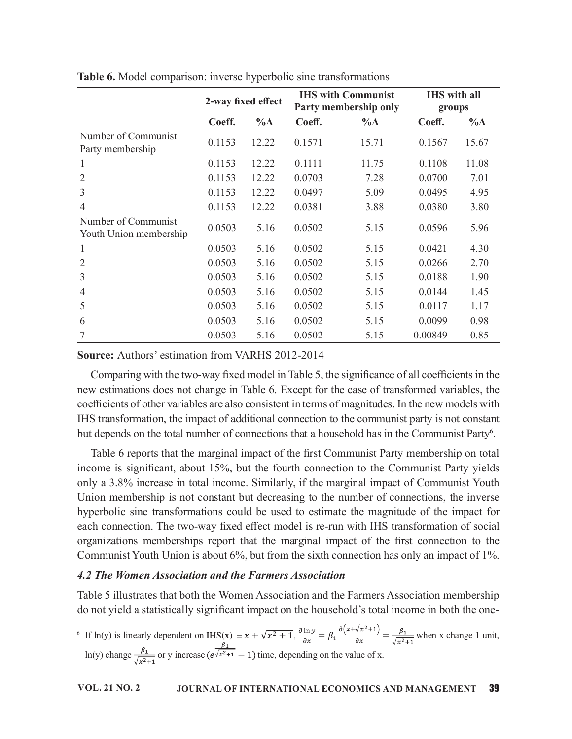**Table 6.** Model comparison: inverse hyperbolic sine transformations

| | 2-way fixed effect | | IHS with Communist Party membership only | | IHS with all groups | |
|---|---|---|---|---|---|---|
| | Coeff. | %Δ | Coeff. | %Δ | Coeff. | %Δ |
| Number of Communist Party membership | 0.1153 | 12.22 | 0.1571 | 15.71 | 0.1567 | 15.67 |
| 1 | 0.1153 | 12.22 | 0.1111 | 11.75 | 0.1108 | 11.08 |
| 2 | 0.1153 | 12.22 | 0.0703 | 7.28 | 0.0700 | 7.01 |
| 3 | 0.1153 | 12.22 | 0.0497 | 5.09 | 0.0495 | 4.95 |
| 4 | 0.1153 | 12.22 | 0.0381 | 3.88 | 0.0380 | 3.80 |
| Number of Communist Youth Union membership | 0.0503 | 5.16 | 0.0502 | 5.15 | 0.0596 | 5.96 |
| 1 | 0.0503 | 5.16 | 0.0502 | 5.15 | 0.0421 | 4.30 |
| 2 | 0.0503 | 5.16 | 0.0502 | 5.15 | 0.0266 | 2.70 |
| 3 | 0.0503 | 5.16 | 0.0502 | 5.15 | 0.0188 | 1.90 |
| 4 | 0.0503 | 5.16 | 0.0502 | 5.15 | 0.0144 | 1.45 |
| 5 | 0.0503 | 5.16 | 0.0502 | 5.15 | 0.0117 | 1.17 |
| 6 | 0.0503 | 5.16 | 0.0502 | 5.15 | 0.0099 | 0.98 |
| 7 | 0.0503 | 5.16 | 0.0502 | 5.15 | 0.00849 | 0.85 |

**Source:** Authors' estimation from VARHS 2012-2014

Comparing with the two-way fixed model in Table 5, the significance of all coefficients in the new estimations does not change in Table 6. Except for the case of transformed variables, the coefficients of other variables are also consistent in terms of magnitudes. In the new models with IHS transformation, the impact of additional connection to the communist party is not constant but depends on the total number of connections that a household has in the Communist Party[6].

Table 6 reports that the marginal impact of the first Communist Party membership on total income is significant, about 15%, but the fourth connection to the Communist Party yields only a 3.8% increase in total income. Similarly, if the marginal impact of Communist Youth Union membership is not constant but decreasing to the number of connections, the inverse hyperbolic sine transformations could be used to estimate the magnitude of the impact for each connection. The two-way fixed effect model is re-run with IHS transformation of social organizations memberships report that the marginal impact of the first connection to the Communist Youth Union is about 6%, but from the sixth connection has only an impact of 1%.

### *4.2 The Women Association and the Farmers Association*

Table 5 illustrates that both the Women Association and the Farmers Association membership do not yield a statistically significant impact on the household's total income in both the one-

[6] If ln(y) is linearly dependent on $\text{IHS}(x) = x + \sqrt{x^2+1}$, $\frac{\partial \ln y}{\partial x} = \beta_1 \frac{\partial\left(x+\sqrt{x^2+1}\right)}{\partial x} = \frac{\beta_1}{\sqrt{x^2+1}}$ when x change 1 unit, ln(y) change $\frac{\beta_1}{\sqrt{x^2+1}}$ or y increase $(e^{\frac{\beta_1}{\sqrt{x^2+1}}} - 1)$ time, depending on the value of x.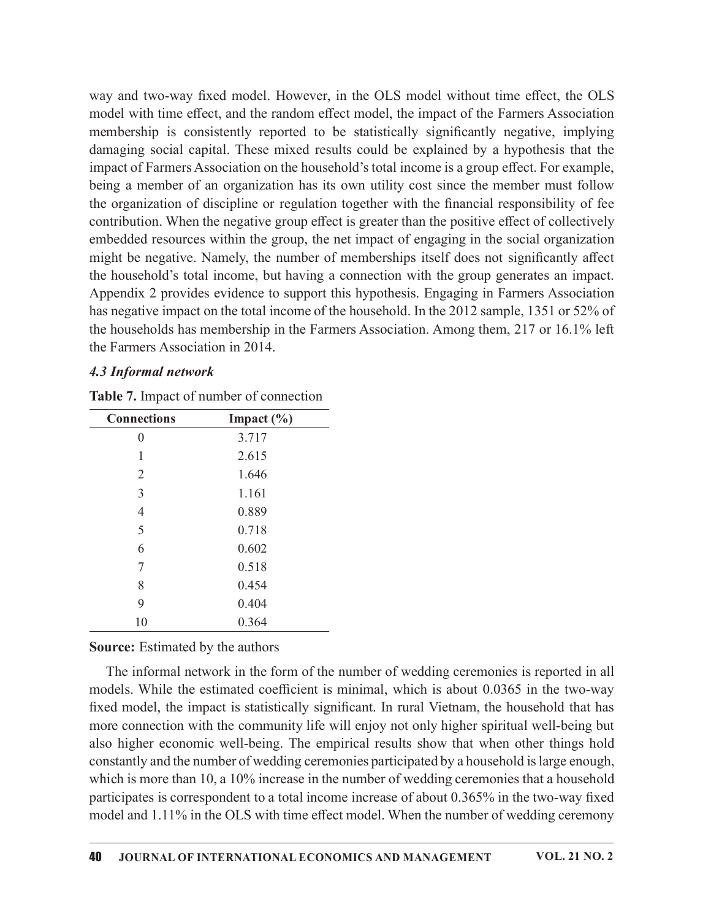way and two-way fixed model. However, in the OLS model without time effect, the OLS model with time effect, and the random effect model, the impact of the Farmers Association membership is consistently reported to be statistically significantly negative, implying damaging social capital. These mixed results could be explained by a hypothesis that the impact of Farmers Association on the household's total income is a group effect. For example, being a member of an organization has its own utility cost since the member must follow the organization of discipline or regulation together with the financial responsibility of fee contribution. When the negative group effect is greater than the positive effect of collectively embedded resources within the group, the net impact of engaging in the social organization might be negative. Namely, the number of memberships itself does not significantly affect the household's total income, but having a connection with the group generates an impact. Appendix 2 provides evidence to support this hypothesis. Engaging in Farmers Association has negative impact on the total income of the household. In the 2012 sample, 1351 or 52% of the households has membership in the Farmers Association. Among them, 217 or 16.1% left the Farmers Association in 2014.

### *4.3 Informal network*

**Table 7.** Impact of number of connection

| Connections | Impact (%) |
|---|---|
| 0 | 3.717 |
| 1 | 2.615 |
| 2 | 1.646 |
| 3 | 1.161 |
| 4 | 0.889 |
| 5 | 0.718 |
| 6 | 0.602 |
| 7 | 0.518 |
| 8 | 0.454 |
| 9 | 0.404 |
| 10 | 0.364 |

**Source:** Estimated by the authors

The informal network in the form of the number of wedding ceremonies is reported in all models. While the estimated coefficient is minimal, which is about 0.0365 in the two-way fixed model, the impact is statistically significant. In rural Vietnam, the household that has more connection with the community life will enjoy not only higher spiritual well-being but also higher economic well-being. The empirical results show that when other things hold constantly and the number of wedding ceremonies participated by a household is large enough, which is more than 10, a 10% increase in the number of wedding ceremonies that a household participates is correspondent to a total income increase of about 0.365% in the two-way fixed model and 1.11% in the OLS with time effect model. When the number of wedding ceremony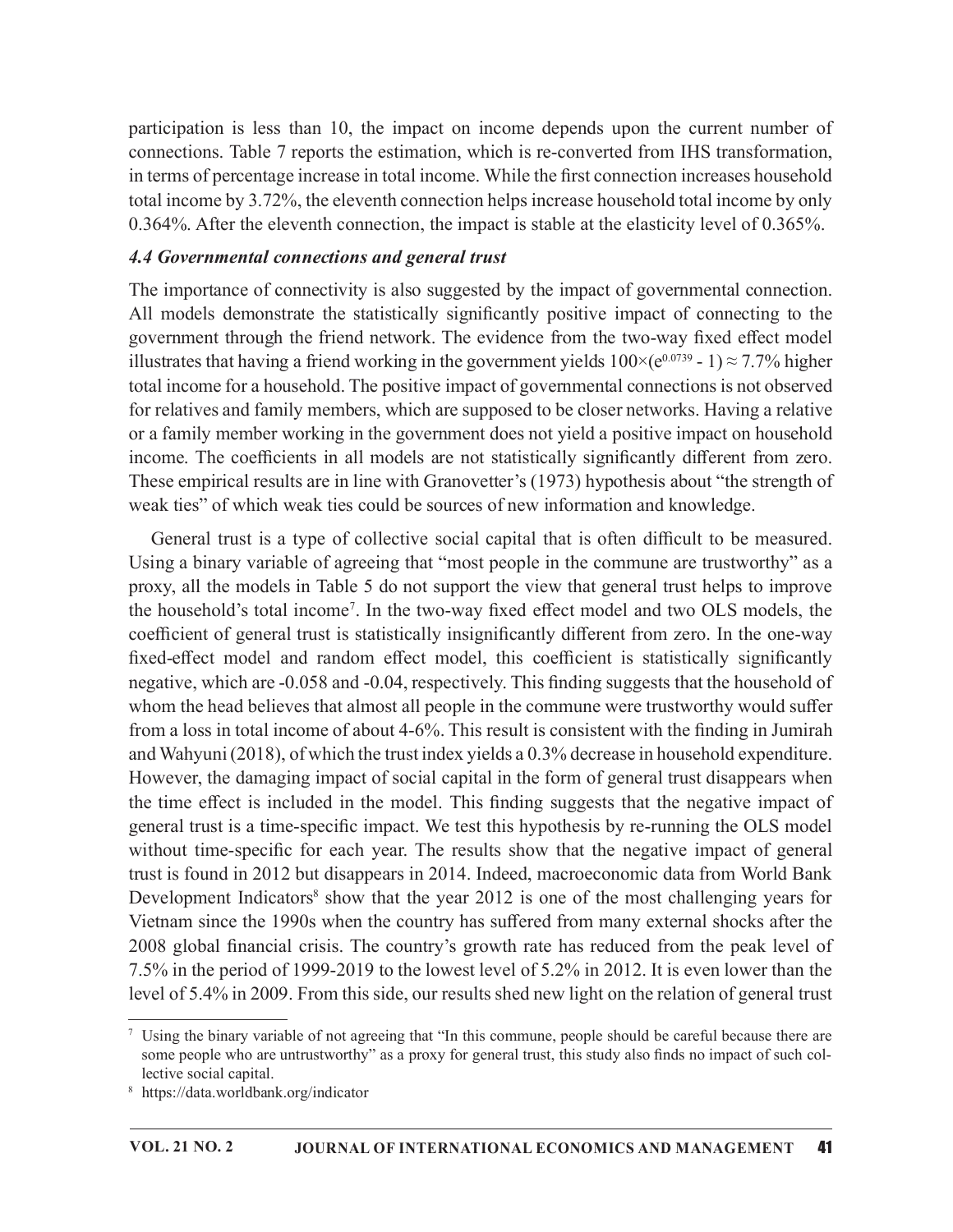participation is less than 10, the impact on income depends upon the current number of connections. Table 7 reports the estimation, which is re-converted from IHS transformation, in terms of percentage increase in total income. While the first connection increases household total income by 3.72%, the eleventh connection helps increase household total income by only 0.364%. After the eleventh connection, the impact is stable at the elasticity level of 0.365%.

### *4.4 Governmental connections and general trust*

The importance of connectivity is also suggested by the impact of governmental connection. All models demonstrate the statistically significantly positive impact of connecting to the government through the friend network. The evidence from the two-way fixed effect model illustrates that having a friend working in the government yields $100\times(e^{0.0739} - 1) \approx 7.7\%$ higher total income for a household. The positive impact of governmental connections is not observed for relatives and family members, which are supposed to be closer networks. Having a relative or a family member working in the government does not yield a positive impact on household income. The coefficients in all models are not statistically significantly different from zero. These empirical results are in line with Granovetter's (1973) hypothesis about "the strength of weak ties" of which weak ties could be sources of new information and knowledge.

General trust is a type of collective social capital that is often difficult to be measured. Using a binary variable of agreeing that "most people in the commune are trustworthy" as a proxy, all the models in Table 5 do not support the view that general trust helps to improve the household's total income[7]. In the two-way fixed effect model and two OLS models, the coefficient of general trust is statistically insignificantly different from zero. In the one-way fixed-effect model and random effect model, this coefficient is statistically significantly negative, which are -0.058 and -0.04, respectively. This finding suggests that the household of whom the head believes that almost all people in the commune were trustworthy would suffer from a loss in total income of about 4-6%. This result is consistent with the finding in Jumirah and Wahyuni (2018), of which the trust index yields a 0.3% decrease in household expenditure. However, the damaging impact of social capital in the form of general trust disappears when the time effect is included in the model. This finding suggests that the negative impact of general trust is a time-specific impact. We test this hypothesis by re-running the OLS model without time-specific for each year. The results show that the negative impact of general trust is found in 2012 but disappears in 2014. Indeed, macroeconomic data from World Bank Development Indicators[8] show that the year 2012 is one of the most challenging years for Vietnam since the 1990s when the country has suffered from many external shocks after the 2008 global financial crisis. The country's growth rate has reduced from the peak level of 7.5% in the period of 1999-2019 to the lowest level of 5.2% in 2012. It is even lower than the level of 5.4% in 2009. From this side, our results shed new light on the relation of general trust

---

[7] Using the binary variable of not agreeing that "In this commune, people should be careful because there are some people who are untrustworthy" as a proxy for general trust, this study also finds no impact of such collective social capital.

[8] https://data.worldbank.org/indicator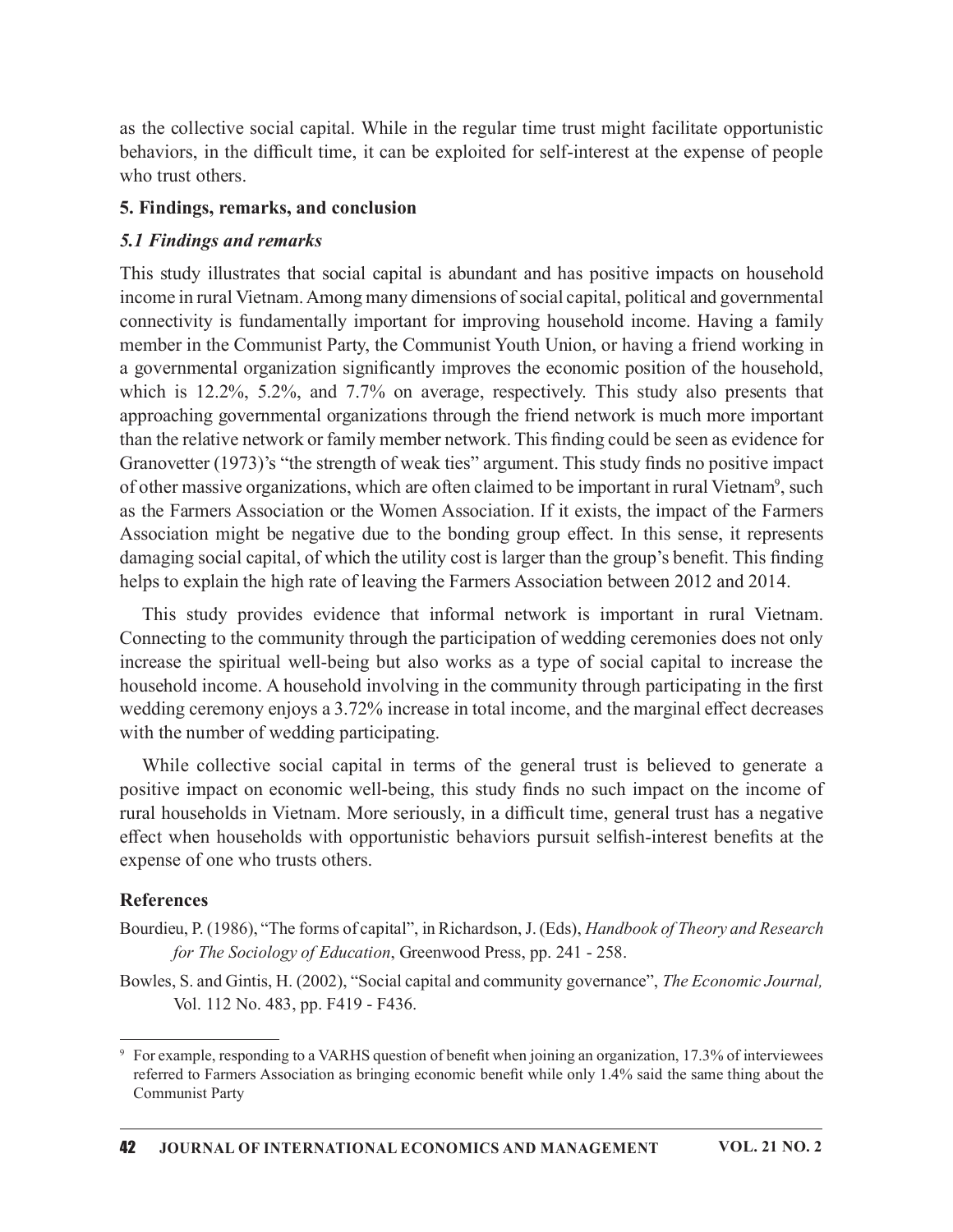as the collective social capital. While in the regular time trust might facilitate opportunistic behaviors, in the difficult time, it can be exploited for self-interest at the expense of people who trust others.

## 5. Findings, remarks, and conclusion

### *5.1 Findings and remarks*

This study illustrates that social capital is abundant and has positive impacts on household income in rural Vietnam. Among many dimensions of social capital, political and governmental connectivity is fundamentally important for improving household income. Having a family member in the Communist Party, the Communist Youth Union, or having a friend working in a governmental organization significantly improves the economic position of the household, which is 12.2%, 5.2%, and 7.7% on average, respectively. This study also presents that approaching governmental organizations through the friend network is much more important than the relative network or family member network. This finding could be seen as evidence for Granovetter (1973)'s "the strength of weak ties" argument. This study finds no positive impact of other massive organizations, which are often claimed to be important in rural Vietnam[9], such as the Farmers Association or the Women Association. If it exists, the impact of the Farmers Association might be negative due to the bonding group effect. In this sense, it represents damaging social capital, of which the utility cost is larger than the group's benefit. This finding helps to explain the high rate of leaving the Farmers Association between 2012 and 2014.

This study provides evidence that informal network is important in rural Vietnam. Connecting to the community through the participation of wedding ceremonies does not only increase the spiritual well-being but also works as a type of social capital to increase the household income. A household involving in the community through participating in the first wedding ceremony enjoys a 3.72% increase in total income, and the marginal effect decreases with the number of wedding participating.

While collective social capital in terms of the general trust is believed to generate a positive impact on economic well-being, this study finds no such impact on the income of rural households in Vietnam. More seriously, in a difficult time, general trust has a negative effect when households with opportunistic behaviors pursuit selfish-interest benefits at the expense of one who trusts others.

## References

Bourdieu, P. (1986), "The forms of capital", in Richardson, J. (Eds), *Handbook of Theory and Research for The Sociology of Education*, Greenwood Press, pp. 241 - 258.

Bowles, S. and Gintis, H. (2002), "Social capital and community governance", *The Economic Journal,* Vol. 112 No. 483, pp. F419 - F436.

---

[9] For example, responding to a VARHS question of benefit when joining an organization, 17.3% of interviewees referred to Farmers Association as bringing economic benefit while only 1.4% said the same thing about the Communist Party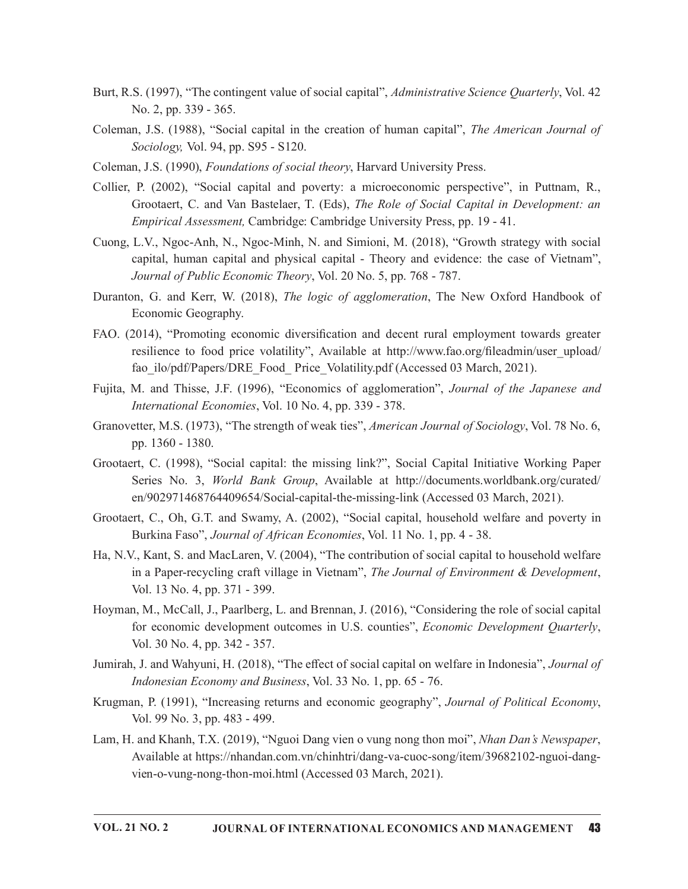Burt, R.S. (1997), "The contingent value of social capital", *Administrative Science Quarterly*, Vol. 42 No. 2, pp. 339 - 365.

Coleman, J.S. (1988), "Social capital in the creation of human capital", *The American Journal of Sociology,* Vol. 94, pp. S95 - S120.

Coleman, J.S. (1990), *Foundations of social theory*, Harvard University Press.

Collier, P. (2002), "Social capital and poverty: a microeconomic perspective", in Puttnam, R., Grootaert, C. and Van Bastelaer, T. (Eds), *The Role of Social Capital in Development: an Empirical Assessment,* Cambridge: Cambridge University Press, pp. 19 - 41.

Cuong, L.V., Ngoc-Anh, N., Ngoc-Minh, N. and Simioni, M. (2018), "Growth strategy with social capital, human capital and physical capital - Theory and evidence: the case of Vietnam", *Journal of Public Economic Theory*, Vol. 20 No. 5, pp. 768 - 787.

Duranton, G. and Kerr, W. (2018), *The logic of agglomeration*, The New Oxford Handbook of Economic Geography.

FAO. (2014), "Promoting economic diversification and decent rural employment towards greater resilience to food price volatility", Available at http://www.fao.org/fileadmin/user_upload/fao_ilo/pdf/Papers/DRE_Food_ Price_Volatility.pdf (Accessed 03 March, 2021).

Fujita, M. and Thisse, J.F. (1996), "Economics of agglomeration", *Journal of the Japanese and International Economies*, Vol. 10 No. 4, pp. 339 - 378.

Granovetter, M.S. (1973), "The strength of weak ties", *American Journal of Sociology*, Vol. 78 No. 6, pp. 1360 - 1380.

Grootaert, C. (1998), "Social capital: the missing link?", Social Capital Initiative Working Paper Series No. 3, *World Bank Group*, Available at http://documents.worldbank.org/curated/en/902971468764409654/Social-capital-the-missing-link (Accessed 03 March, 2021).

Grootaert, C., Oh, G.T. and Swamy, A. (2002), "Social capital, household welfare and poverty in Burkina Faso", *Journal of African Economies*, Vol. 11 No. 1, pp. 4 - 38.

Ha, N.V., Kant, S. and MacLaren, V. (2004), "The contribution of social capital to household welfare in a Paper-recycling craft village in Vietnam", *The Journal of Environment & Development*, Vol. 13 No. 4, pp. 371 - 399.

Hoyman, M., McCall, J., Paarlberg, L. and Brennan, J. (2016), "Considering the role of social capital for economic development outcomes in U.S. counties", *Economic Development Quarterly*, Vol. 30 No. 4, pp. 342 - 357.

Jumirah, J. and Wahyuni, H. (2018), "The effect of social capital on welfare in Indonesia", *Journal of Indonesian Economy and Business*, Vol. 33 No. 1, pp. 65 - 76.

Krugman, P. (1991), "Increasing returns and economic geography", *Journal of Political Economy*, Vol. 99 No. 3, pp. 483 - 499.

Lam, H. and Khanh, T.X. (2019), "Nguoi Dang vien o vung nong thon moi", *Nhan Dan's Newspaper*, Available at https://nhandan.com.vn/chinhtri/dang-va-cuoc-song/item/39682102-nguoi-dang-vien-o-vung-nong-thon-moi.html (Accessed 03 March, 2021).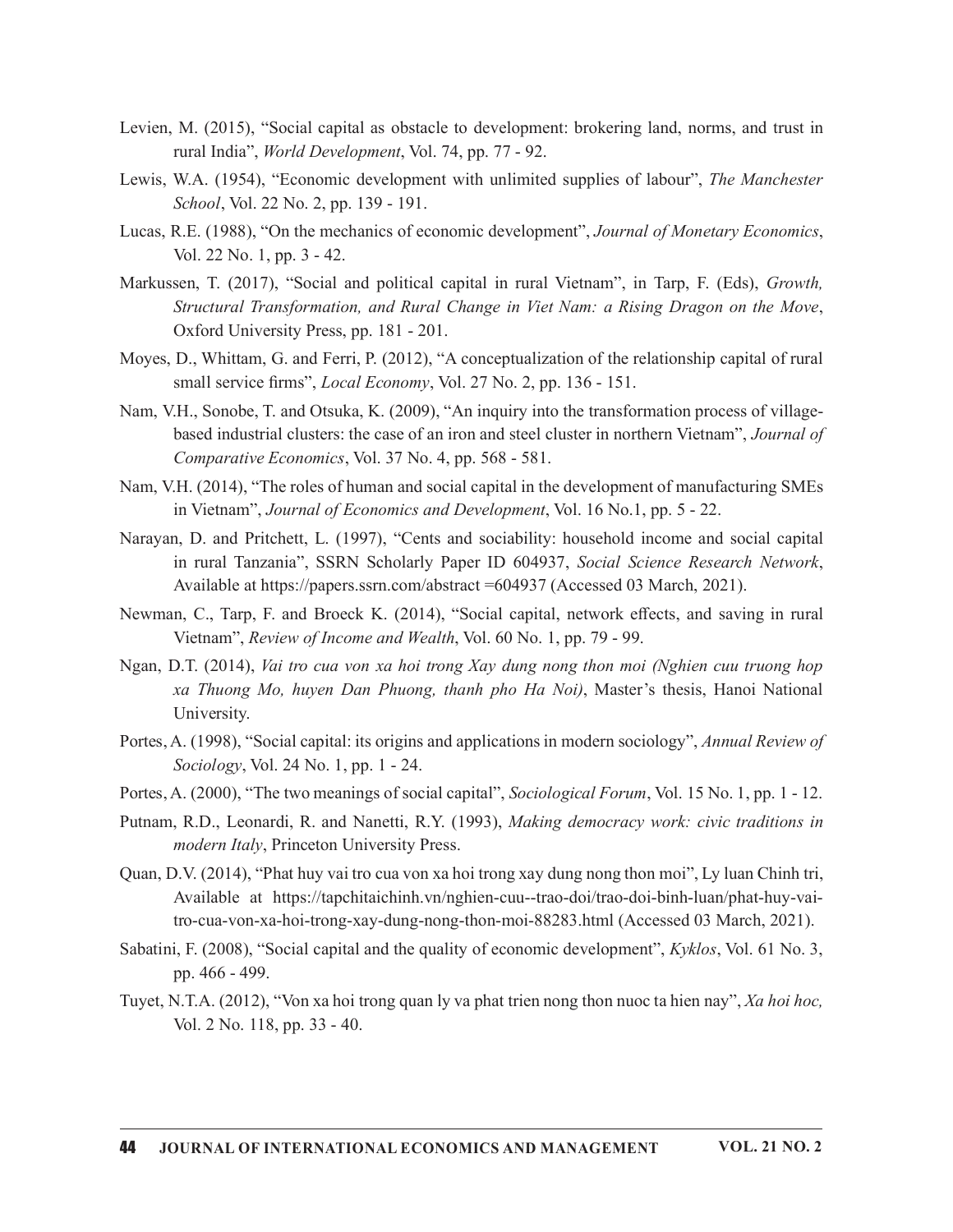Levien, M. (2015), "Social capital as obstacle to development: brokering land, norms, and trust in rural India", *World Development*, Vol. 74, pp. 77 - 92.

Lewis, W.A. (1954), "Economic development with unlimited supplies of labour", *The Manchester School*, Vol. 22 No. 2, pp. 139 - 191.

Lucas, R.E. (1988), "On the mechanics of economic development", *Journal of Monetary Economics*, Vol. 22 No. 1, pp. 3 - 42.

Markussen, T. (2017), "Social and political capital in rural Vietnam", in Tarp, F. (Eds), *Growth, Structural Transformation, and Rural Change in Viet Nam: a Rising Dragon on the Move*, Oxford University Press, pp. 181 - 201.

Moyes, D., Whittam, G. and Ferri, P. (2012), "A conceptualization of the relationship capital of rural small service firms", *Local Economy*, Vol. 27 No. 2, pp. 136 - 151.

Nam, V.H., Sonobe, T. and Otsuka, K. (2009), "An inquiry into the transformation process of village-based industrial clusters: the case of an iron and steel cluster in northern Vietnam", *Journal of Comparative Economics*, Vol. 37 No. 4, pp. 568 - 581.

Nam, V.H. (2014), "The roles of human and social capital in the development of manufacturing SMEs in Vietnam", *Journal of Economics and Development*, Vol. 16 No.1, pp. 5 - 22.

Narayan, D. and Pritchett, L. (1997), "Cents and sociability: household income and social capital in rural Tanzania", SSRN Scholarly Paper ID 604937, *Social Science Research Network*, Available at https://papers.ssrn.com/abstract =604937 (Accessed 03 March, 2021).

Newman, C., Tarp, F. and Broeck K. (2014), "Social capital, network effects, and saving in rural Vietnam", *Review of Income and Wealth*, Vol. 60 No. 1, pp. 79 - 99.

Ngan, D.T. (2014), *Vai tro cua von xa hoi trong Xay dung nong thon moi (Nghien cuu truong hop xa Thuong Mo, huyen Dan Phuong, thanh pho Ha Noi)*, Master's thesis, Hanoi National University.

Portes, A. (1998), "Social capital: its origins and applications in modern sociology", *Annual Review of Sociology*, Vol. 24 No. 1, pp. 1 - 24.

Portes, A. (2000), "The two meanings of social capital", *Sociological Forum*, Vol. 15 No. 1, pp. 1 - 12.

Putnam, R.D., Leonardi, R. and Nanetti, R.Y. (1993), *Making democracy work: civic traditions in modern Italy*, Princeton University Press.

Quan, D.V. (2014), "Phat huy vai tro cua von xa hoi trong xay dung nong thon moi", Ly luan Chinh tri, Available at https://tapchitaichinh.vn/nghien-cuu--trao-doi/trao-doi-binh-luan/phat-huy-vai-tro-cua-von-xa-hoi-trong-xay-dung-nong-thon-moi-88283.html (Accessed 03 March, 2021).

Sabatini, F. (2008), "Social capital and the quality of economic development", *Kyklos*, Vol. 61 No. 3, pp. 466 - 499.

Tuyet, N.T.A. (2012), "Von xa hoi trong quan ly va phat trien nong thon nuoc ta hien nay", *Xa hoi hoc,* Vol. 2 No. 118, pp. 33 - 40.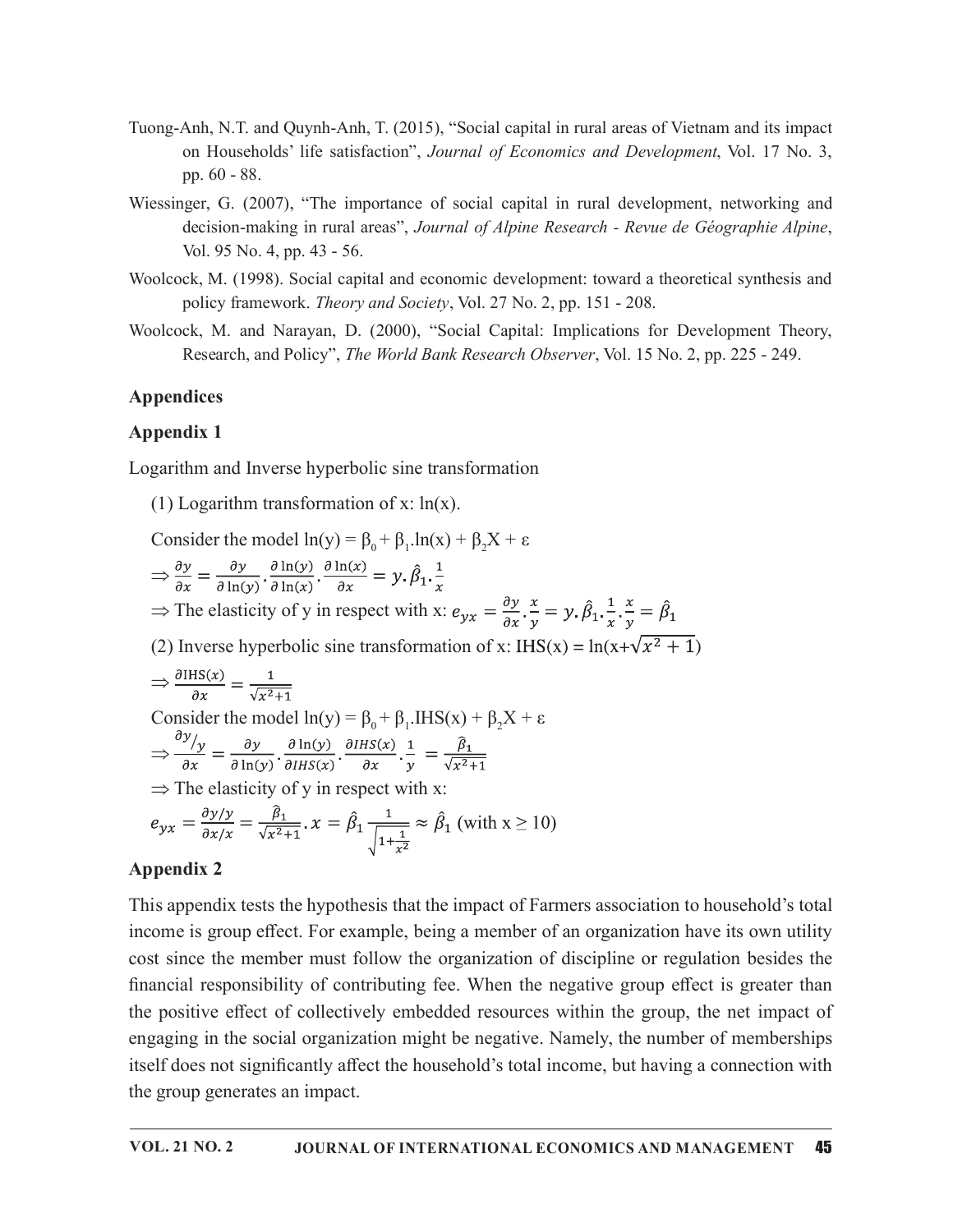Tuong-Anh, N.T. and Quynh-Anh, T. (2015), "Social capital in rural areas of Vietnam and its impact on Households' life satisfaction", *Journal of Economics and Development*, Vol. 17 No. 3, pp. 60 - 88.

Wiessinger, G. (2007), "The importance of social capital in rural development, networking and decision-making in rural areas", *Journal of Alpine Research - Revue de Géographie Alpine*, Vol. 95 No. 4, pp. 43 - 56.

Woolcock, M. (1998). Social capital and economic development: toward a theoretical synthesis and policy framework. *Theory and Society*, Vol. 27 No. 2, pp. 151 - 208.

Woolcock, M. and Narayan, D. (2000), "Social Capital: Implications for Development Theory, Research, and Policy", *The World Bank Research Observer*, Vol. 15 No. 2, pp. 225 - 249.

## Appendices

### Appendix 1

Logarithm and Inverse hyperbolic sine transformation

(1) Logarithm transformation of x: ln(x).

Consider the model $\ln(y) = \beta_0 + \beta_1.\ln(x) + \beta_2 X + \varepsilon$

$$\Rightarrow \frac{\partial y}{\partial x} = \frac{\partial y}{\partial \ln(y)}.\frac{\partial \ln(y)}{\partial \ln(x)}.\frac{\partial \ln(x)}{\partial x} = y.\hat{\beta}_1.\frac{1}{x}$$

$\Rightarrow$ The elasticity of y in respect with x: $e_{yx} = \frac{\partial y}{\partial x}.\frac{x}{y} = y.\hat{\beta}_1.\frac{1}{x}.\frac{x}{y} = \hat{\beta}_1$

(2) Inverse hyperbolic sine transformation of x: $\text{IHS}(x) = \ln(x+\sqrt{x^2+1})$

$$\Rightarrow \frac{\partial \text{IHS}(x)}{\partial x} = \frac{1}{\sqrt{x^2+1}}$$

Consider the model $\ln(y) = \beta_0 + \beta_1.\text{IHS}(x) + \beta_2 X + \varepsilon$

$$\Rightarrow \frac{\partial y/y}{\partial x} = \frac{\partial y}{\partial \ln(y)}.\frac{\partial \ln(y)}{\partial IHS(x)}.\frac{\partial IHS(x)}{\partial x}.\frac{1}{y} = \frac{\hat{\beta}_1}{\sqrt{x^2+1}}$$

$\Rightarrow$ The elasticity of y in respect with x:

$$e_{yx} = \frac{\partial y/y}{\partial x/x} = \frac{\hat{\beta}_1}{\sqrt{x^2+1}}.x = \hat{\beta}_1 \frac{1}{\sqrt{1+\frac{1}{x^2}}} \approx \hat{\beta}_1 \text{ (with } x \geq 10)$$

### Appendix 2

This appendix tests the hypothesis that the impact of Farmers association to household's total income is group effect. For example, being a member of an organization have its own utility cost since the member must follow the organization of discipline or regulation besides the financial responsibility of contributing fee. When the negative group effect is greater than the positive effect of collectively embedded resources within the group, the net impact of engaging in the social organization might be negative. Namely, the number of memberships itself does not significantly affect the household's total income, but having a connection with the group generates an impact.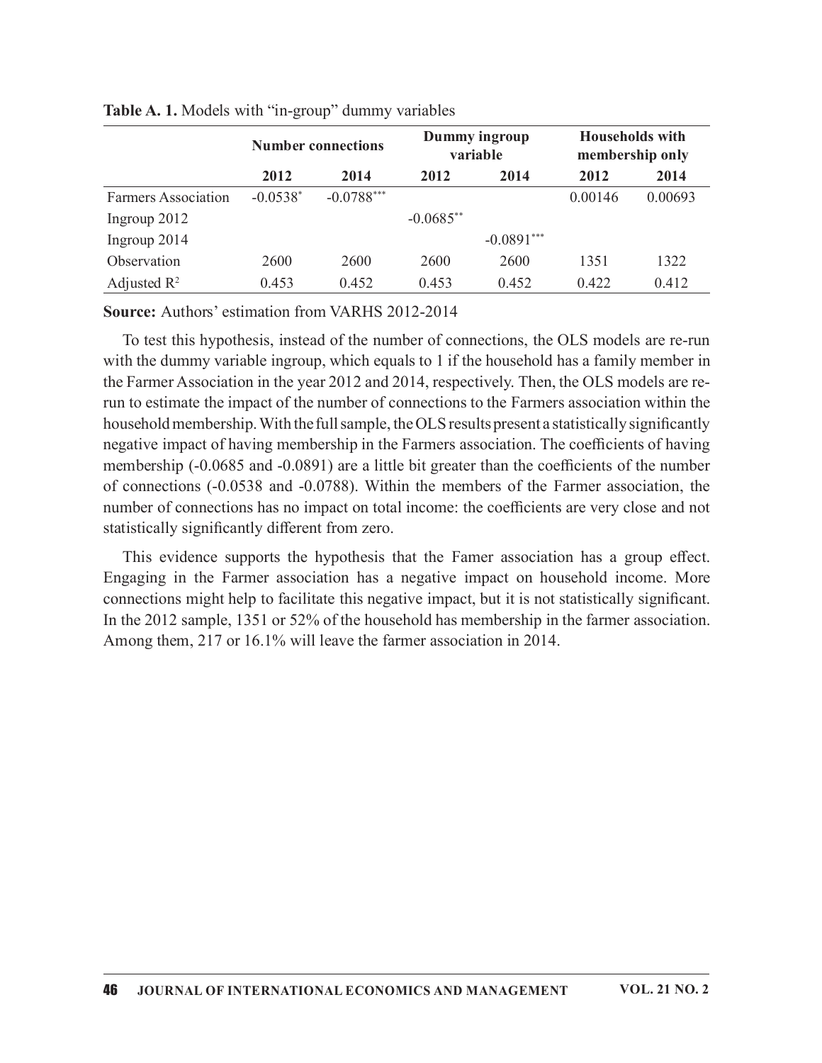**Table A. 1.** Models with "in-group" dummy variables

| | Number connections | | Dummy ingroup variable | | Households with membership only | |
|---|---|---|---|---|---|---|
| | **2012** | **2014** | **2012** | **2014** | **2012** | **2014** |
| Farmers Association | -0.0538* | -0.0788*** | | | 0.00146 | 0.00693 |
| Ingroup 2012 | | | -0.0685** | | | |
| Ingroup 2014 | | | | -0.0891*** | | |
| Observation | 2600 | 2600 | 2600 | 2600 | 1351 | 1322 |
| Adjusted $R^2$ | 0.453 | 0.452 | 0.453 | 0.452 | 0.422 | 0.412 |

**Source:** Authors' estimation from VARHS 2012-2014

To test this hypothesis, instead of the number of connections, the OLS models are re-run with the dummy variable ingroup, which equals to 1 if the household has a family member in the Farmer Association in the year 2012 and 2014, respectively. Then, the OLS models are re-run to estimate the impact of the number of connections to the Farmers association within the household membership. With the full sample, the OLS results present a statistically significantly negative impact of having membership in the Farmers association. The coefficients of having membership (-0.0685 and -0.0891) are a little bit greater than the coefficients of the number of connections (-0.0538 and -0.0788). Within the members of the Farmer association, the number of connections has no impact on total income: the coefficients are very close and not statistically significantly different from zero.

This evidence supports the hypothesis that the Famer association has a group effect. Engaging in the Farmer association has a negative impact on household income. More connections might help to facilitate this negative impact, but it is not statistically significant. In the 2012 sample, 1351 or 52% of the household has membership in the farmer association. Among them, 217 or 16.1% will leave the farmer association in 2014.